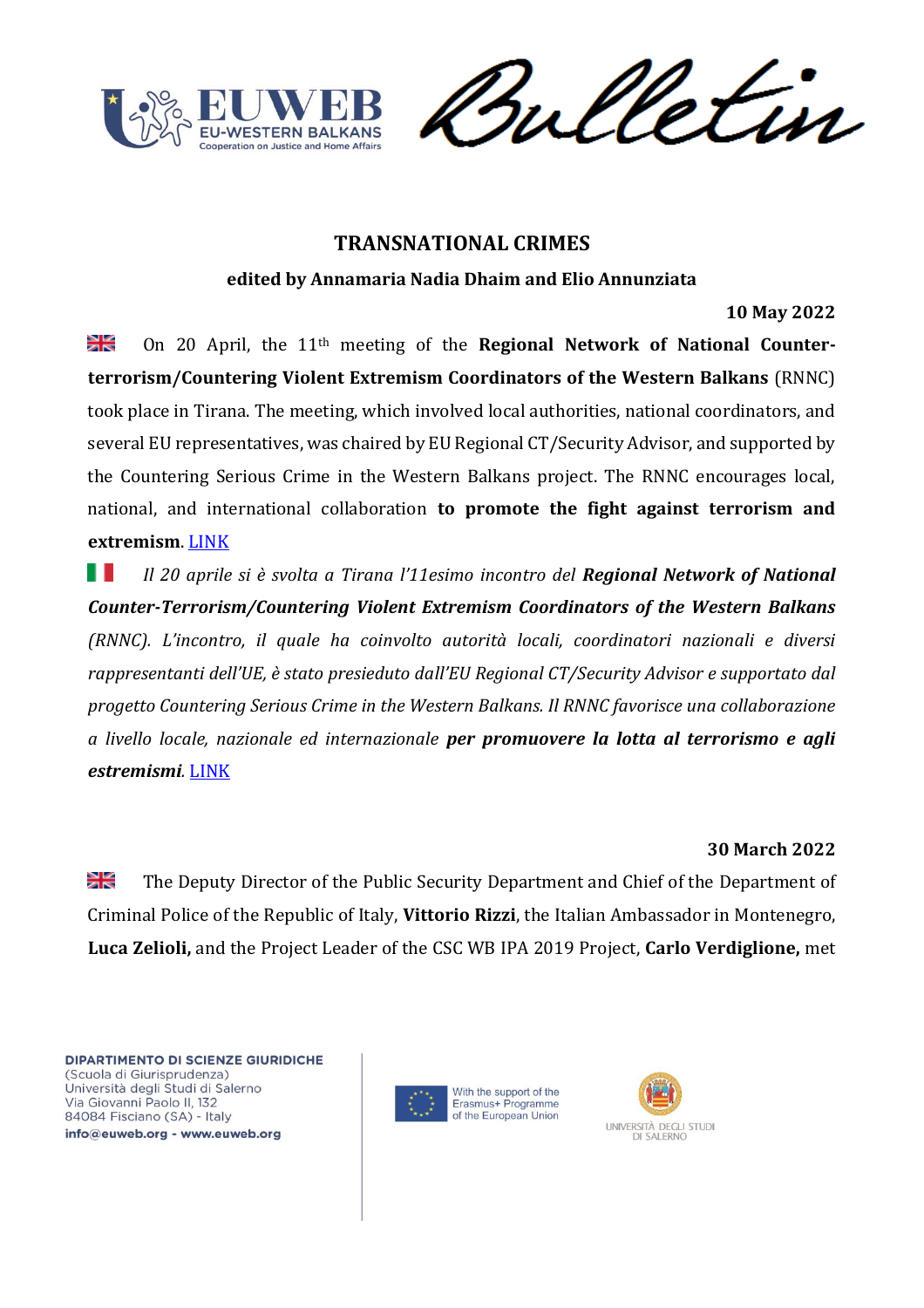# TRANSNATIONAL CRIMES

**edited by Annamaria Nadia Dhaim and Elio Annunziata**

**10 May 2022**

On 20 April, the 11th meeting of the **Regional Network of National Counter-terrorism/Countering Violent Extremism Coordinators of the Western Balkans** (RNNC) took place in Tirana. The meeting, which involved local authorities, national coordinators, and several EU representatives, was chaired by EU Regional CT/Security Advisor, and supported by the Countering Serious Crime in the Western Balkans project. The RNNC encourages local, national, and international collaboration **to promote the fight against terrorism and extremism**. LINK

*Il 20 aprile si è svolta a Tirana l'11esimo incontro del **Regional Network of National Counter-Terrorism/Countering Violent Extremism Coordinators of the Western Balkans** (RNNC). L'incontro, il quale ha coinvolto autorità locali, coordinatori nazionali e diversi rappresentanti dell'UE, è stato presieduto dall'EU Regional CT/Security Advisor e supportato dal progetto Countering Serious Crime in the Western Balkans. Il RNNC favorisce una collaborazione a livello locale, nazionale ed internazionale **per promuovere la lotta al terrorismo e agli estremismi**.* LINK

**30 March 2022**

The Deputy Director of the Public Security Department and Chief of the Department of Criminal Police of the Republic of Italy, **Vittorio Rizzi**, the Italian Ambassador in Montenegro, **Luca Zelioli,** and the Project Leader of the CSC WB IPA 2019 Project, **Carlo Verdiglione,** met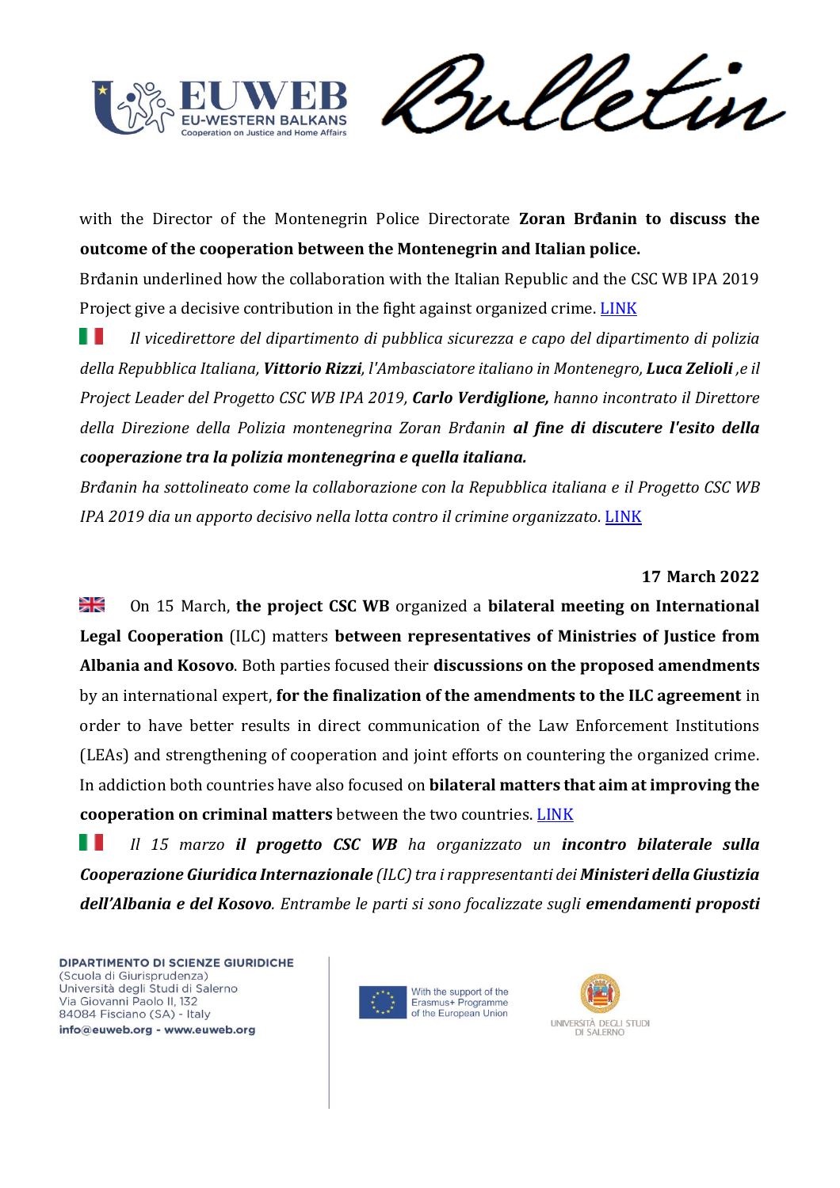with the Director of the Montenegrin Police Directorate **Zoran Brđanin to discuss the outcome of the cooperation between the Montenegrin and Italian police.**
Brđanin underlined how the collaboration with the Italian Republic and the CSC WB IPA 2019 Project give a decisive contribution in the fight against organized crime. LINK

*Il vicedirettore del dipartimento di pubblica sicurezza e capo del dipartimento di polizia della Repubblica Italiana, **Vittorio Rizzi**, l'Ambasciatore italiano in Montenegro, **Luca Zelioli** ,e il Project Leader del Progetto CSC WB IPA 2019, **Carlo Verdiglione,** hanno incontrato il Direttore della Direzione della Polizia montenegrina Zoran Brđanin **al fine di discutere l'esito della cooperazione tra la polizia montenegrina e quella italiana.***
*Brđanin ha sottolineato come la collaborazione con la Repubblica italiana e il Progetto CSC WB IPA 2019 dia un apporto decisivo nella lotta contro il crimine organizzato.* LINK

**17 March 2022**

On 15 March, **the project CSC WB** organized a **bilateral meeting on International Legal Cooperation** (ILC) matters **between representatives of Ministries of Justice from Albania and Kosovo**. Both parties focused their **discussions on the proposed amendments** by an international expert, **for the finalization of the amendments to the ILC agreement** in order to have better results in direct communication of the Law Enforcement Institutions (LEAs) and strengthening of cooperation and joint efforts on countering the organized crime. In addiction both countries have also focused on **bilateral matters that aim at improving the cooperation on criminal matters** between the two countries. LINK

*Il 15 marzo **il progetto CSC WB** ha organizzato un **incontro bilaterale sulla Cooperazione Giuridica Internazionale** (ILC) tra i rappresentanti dei **Ministeri della Giustizia dell'Albania e del Kosovo**. Entrambe le parti si sono focalizzate sugli **emendamenti proposti***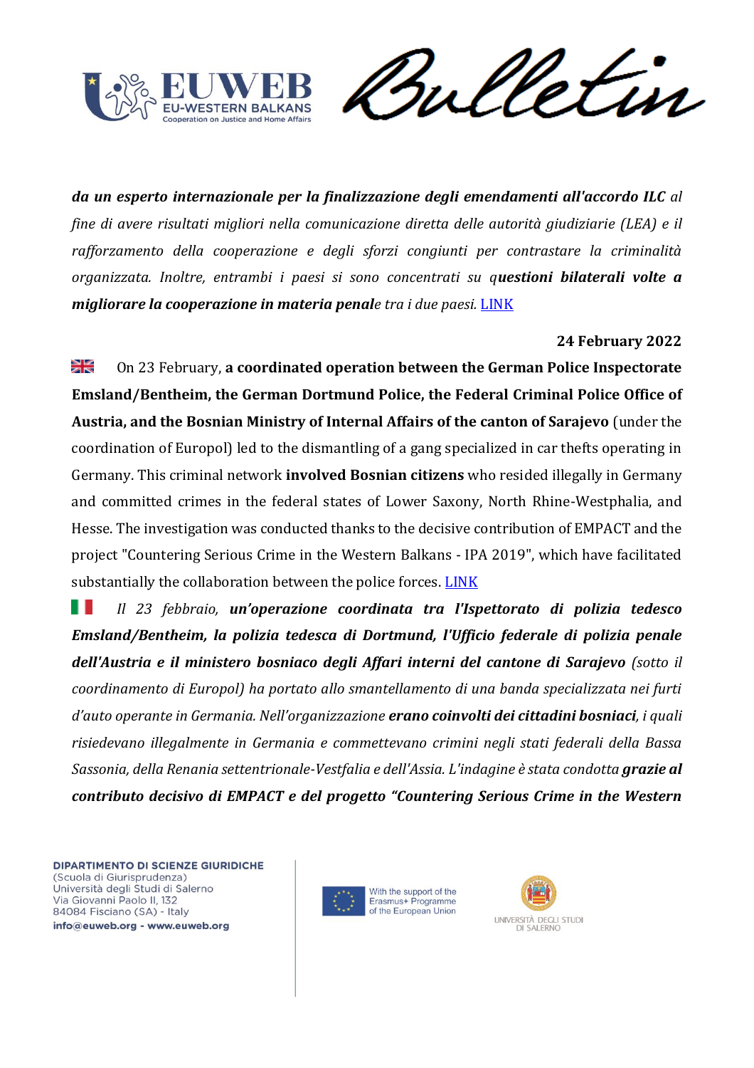***da un esperto internazionale per la finalizzazione degli emendamenti all'accordo ILC*** *al fine di avere risultati migliori nella comunicazione diretta delle autorità giudiziarie (LEA) e il rafforzamento della cooperazione e degli sforzi congiunti per contrastare la criminalità organizzata. Inoltre, entrambi i paesi si sono concentrati su q**uestioni bilaterali volte a migliorare la cooperazione in materia penal**e tra i due paesi.* [LINK]

**24 February 2022**

🇬🇧 On 23 February, **a coordinated operation between the German Police Inspectorate Emsland/Bentheim, the German Dortmund Police, the Federal Criminal Police Office of Austria, and the Bosnian Ministry of Internal Affairs of the canton of Sarajevo** (under the coordination of Europol) led to the dismantling of a gang specialized in car thefts operating in Germany. This criminal network **involved Bosnian citizens** who resided illegally in Germany and committed crimes in the federal states of Lower Saxony, North Rhine-Westphalia, and Hesse. The investigation was conducted thanks to the decisive contribution of EMPACT and the project "Countering Serious Crime in the Western Balkans - IPA 2019", which have facilitated substantially the collaboration between the police forces. [LINK]

🇮🇹 *Il 23 febbraio, **un'operazione coordinata tra l'Ispettorato di polizia tedesco Emsland/Bentheim, la polizia tedesca di Dortmund, l'Ufficio federale di polizia penale dell'Austria e il ministero bosniaco degli Affari interni del cantone di Sarajevo** (sotto il coordinamento di Europol) ha portato allo smantellamento di una banda specializzata nei furti d'auto operante in Germania. Nell'organizzazione **erano coinvolti dei cittadini bosniaci**, i quali risiedevano illegalmente in Germania e commettevano crimini negli stati federali della Bassa Sassonia, della Renania settentrionale-Vestfalia e dell'Assia. L'indagine è stata condotta **grazie al contributo decisivo di EMPACT e del progetto "Countering Serious Crime in the Western***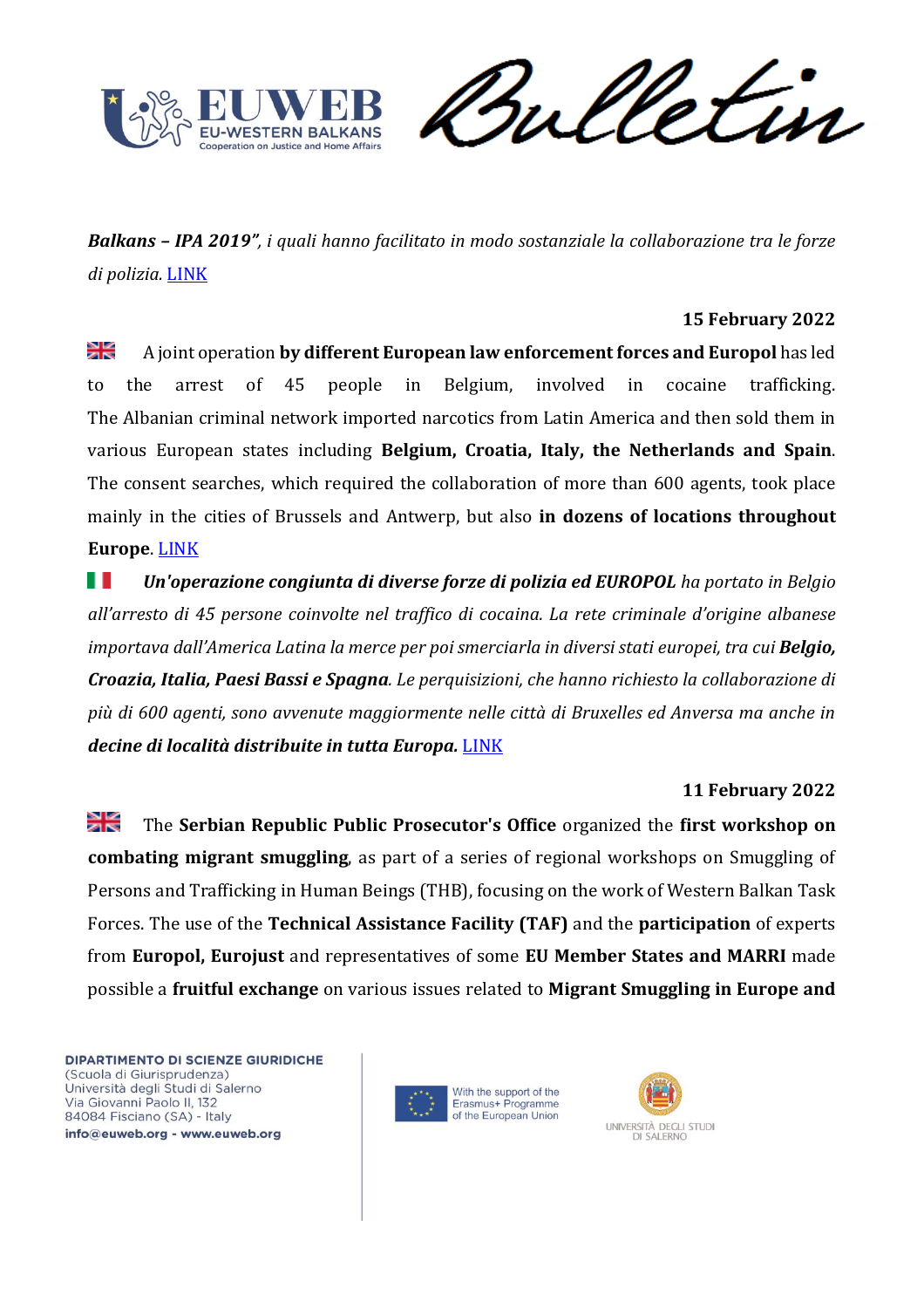*Balkans – IPA 2019", i quali hanno facilitato in modo sostanziale la collaborazione tra le forze di polizia.* LINK

**15 February 2022**

A joint operation **by different European law enforcement forces and Europol** has led to the arrest of 45 people in Belgium, involved in cocaine trafficking. The Albanian criminal network imported narcotics from Latin America and then sold them in various European states including **Belgium, Croatia, Italy, the Netherlands and Spain**. The consent searches, which required the collaboration of more than 600 agents, took place mainly in the cities of Brussels and Antwerp, but also **in dozens of locations throughout Europe**. LINK

***Un'operazione congiunta di diverse forze di polizia ed EUROPOL*** *ha portato in Belgio all'arresto di 45 persone coinvolte nel traffico di cocaina. La rete criminale d'origine albanese importava dall'America Latina la merce per poi smerciarla in diversi stati europei, tra cui* ***Belgio, Croazia, Italia, Paesi Bassi e Spagna****. Le perquisizioni, che hanno richiesto la collaborazione di più di 600 agenti, sono avvenute maggiormente nelle città di Bruxelles ed Anversa ma anche in* ***decine di località distribuite in tutta Europa.*** LINK

**11 February 2022**

The **Serbian Republic Public Prosecutor's Office** organized the **first workshop on combating migrant smuggling**, as part of a series of regional workshops on Smuggling of Persons and Trafficking in Human Beings (THB), focusing on the work of Western Balkan Task Forces. The use of the **Technical Assistance Facility (TAF)** and the **participation** of experts from **Europol, Eurojust** and representatives of some **EU Member States and MARRI** made possible a **fruitful exchange** on various issues related to **Migrant Smuggling in Europe and**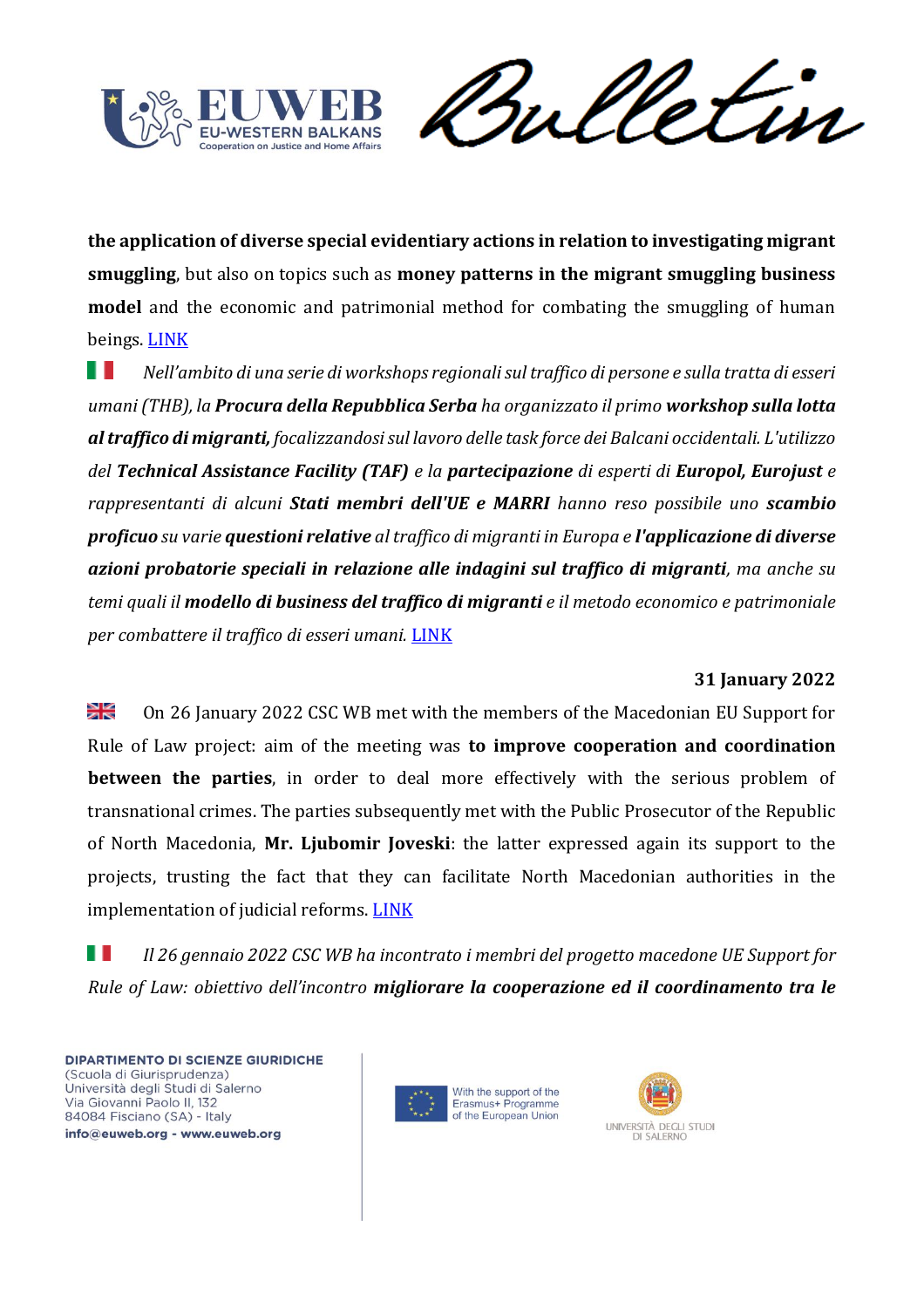**the application of diverse special evidentiary actions in relation to investigating migrant smuggling**, but also on topics such as **money patterns in the migrant smuggling business model** and the economic and patrimonial method for combating the smuggling of human beings. LINK

🇮🇹 *Nell'ambito di una serie di workshops regionali sul traffico di persone e sulla tratta di esseri umani (THB), la **Procura della Repubblica Serba** ha organizzato il primo **workshop sulla lotta al traffico di migranti,** focalizzandosi sul lavoro delle task force dei Balcani occidentali. L'utilizzo del **Technical Assistance Facility (TAF)** e la **partecipazione** di esperti di **Europol, Eurojust** e rappresentanti di alcuni **Stati membri dell'UE e MARRI** hanno reso possibile uno **scambio proficuo** su varie **questioni relative** al traffico di migranti in Europa e **l'applicazione di diverse azioni probatorie speciali in relazione alle indagini sul traffico di migranti**, ma anche su temi quali il **modello di business del traffico di migranti** e il metodo economico e patrimoniale per combattere il traffico di esseri umani.* LINK

**31 January 2022**

🇬🇧 On 26 January 2022 CSC WB met with the members of the Macedonian EU Support for Rule of Law project: aim of the meeting was **to improve cooperation and coordination between the parties**, in order to deal more effectively with the serious problem of transnational crimes. The parties subsequently met with the Public Prosecutor of the Republic of North Macedonia, **Mr. Ljubomir Joveski**: the latter expressed again its support to the projects, trusting the fact that they can facilitate North Macedonian authorities in the implementation of judicial reforms. LINK

🇮🇹 *Il 26 gennaio 2022 CSC WB ha incontrato i membri del progetto macedone UE Support for Rule of Law: obiettivo dell'incontro **migliorare la cooperazione ed il coordinamento tra le***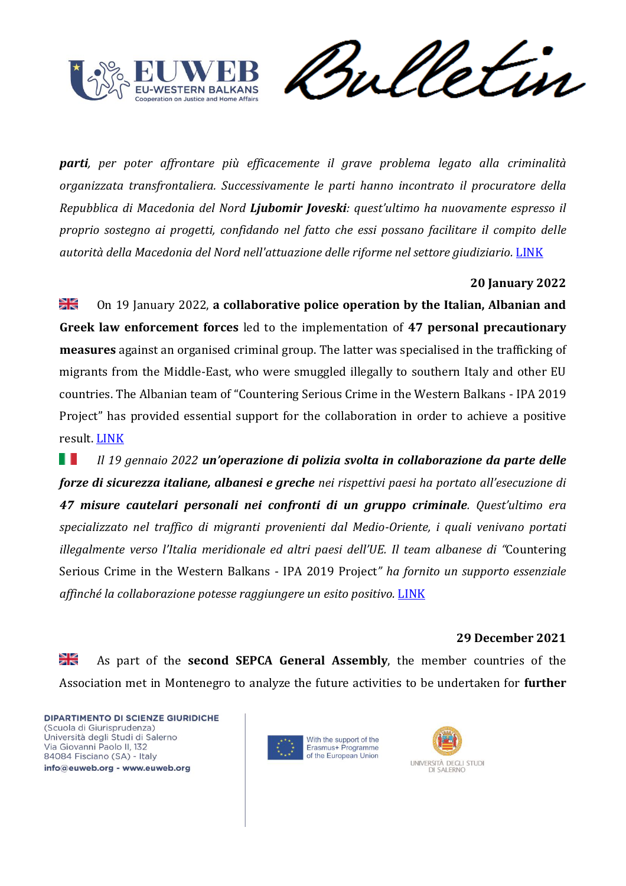***parti**, per poter affrontare più efficacemente il grave problema legato alla criminalità organizzata transfrontaliera. Successivamente le parti hanno incontrato il procuratore della Repubblica di Macedonia del Nord **Ljubomir Joveski**: quest'ultimo ha nuovamente espresso il proprio sostegno ai progetti, confidando nel fatto che essi possano facilitare il compito delle autorità della Macedonia del Nord nell'attuazione delle riforme nel settore giudiziario.* LINK

**20 January 2022**

On 19 January 2022, **a collaborative police operation by the Italian, Albanian and Greek law enforcement forces** led to the implementation of **47 personal precautionary measures** against an organised criminal group. The latter was specialised in the trafficking of migrants from the Middle-East, who were smuggled illegally to southern Italy and other EU countries. The Albanian team of "Countering Serious Crime in the Western Balkans - IPA 2019 Project" has provided essential support for the collaboration in order to achieve a positive result. LINK

*Il 19 gennaio 2022 **un'operazione di polizia svolta in collaborazione da parte delle forze di sicurezza italiane, albanesi e greche** nei rispettivi paesi ha portato all'esecuzione di **47 misure cautelari personali nei confronti di un gruppo criminale**. Quest'ultimo era specializzato nel traffico di migranti provenienti dal Medio-Oriente, i quali venivano portati illegalmente verso l'Italia meridionale ed altri paesi dell'UE. Il team albanese di "*Countering Serious Crime in the Western Balkans - IPA 2019 Project*" ha fornito un supporto essenziale affinché la collaborazione potesse raggiungere un esito positivo.* LINK

**29 December 2021**

As part of the **second SEPCA General Assembly**, the member countries of the Association met in Montenegro to analyze the future activities to be undertaken for **further**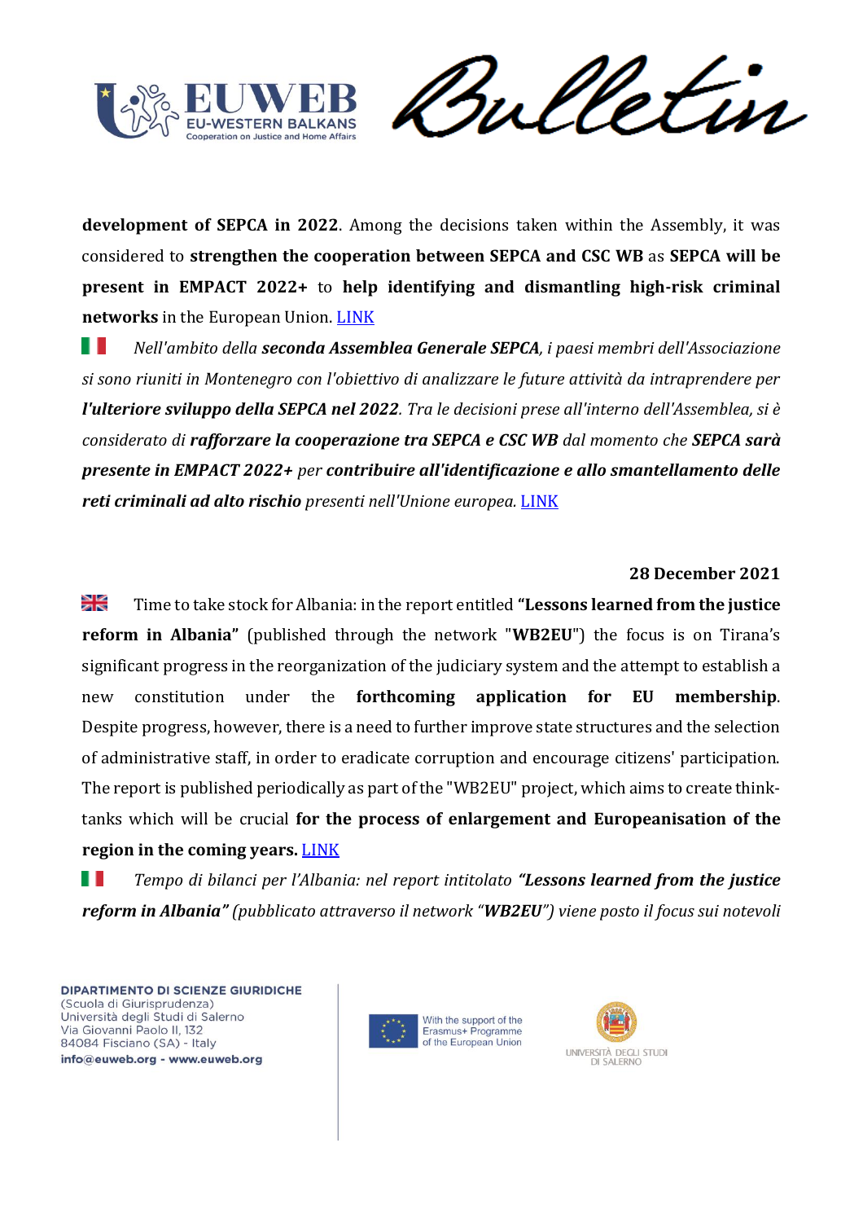**development of SEPCA in 2022**. Among the decisions taken within the Assembly, it was considered to **strengthen the cooperation between SEPCA and CSC WB** as **SEPCA will be present in EMPACT 2022+** to **help identifying and dismantling high-risk criminal networks** in the European Union. LINK

*Nell'ambito della **seconda Assemblea Generale SEPCA**, i paesi membri dell'Associazione si sono riuniti in Montenegro con l'obiettivo di analizzare le future attività da intraprendere per **l'ulteriore sviluppo della SEPCA nel 2022**. Tra le decisioni prese all'interno dell'Assemblea, si è considerato di **rafforzare la cooperazione tra SEPCA e CSC WB** dal momento che **SEPCA sarà presente in EMPACT 2022+** per **contribuire all'identificazione e allo smantellamento delle reti criminali ad alto rischio** presenti nell'Unione europea.* LINK

**28 December 2021**

Time to take stock for Albania: in the report entitled **"Lessons learned from the justice reform in Albania"** (published through the network "**WB2EU**") the focus is on Tirana's significant progress in the reorganization of the judiciary system and the attempt to establish a new constitution under the **forthcoming application for EU membership**. Despite progress, however, there is a need to further improve state structures and the selection of administrative staff, in order to eradicate corruption and encourage citizens' participation. The report is published periodically as part of the "WB2EU" project, which aims to create think-tanks which will be crucial **for the process of enlargement and Europeanisation of the region in the coming years.** LINK

*Tempo di bilanci per l'Albania: nel report intitolato **"Lessons learned from the justice reform in Albania"** (pubblicato attraverso il network "**WB2EU**") viene posto il focus sui notevoli*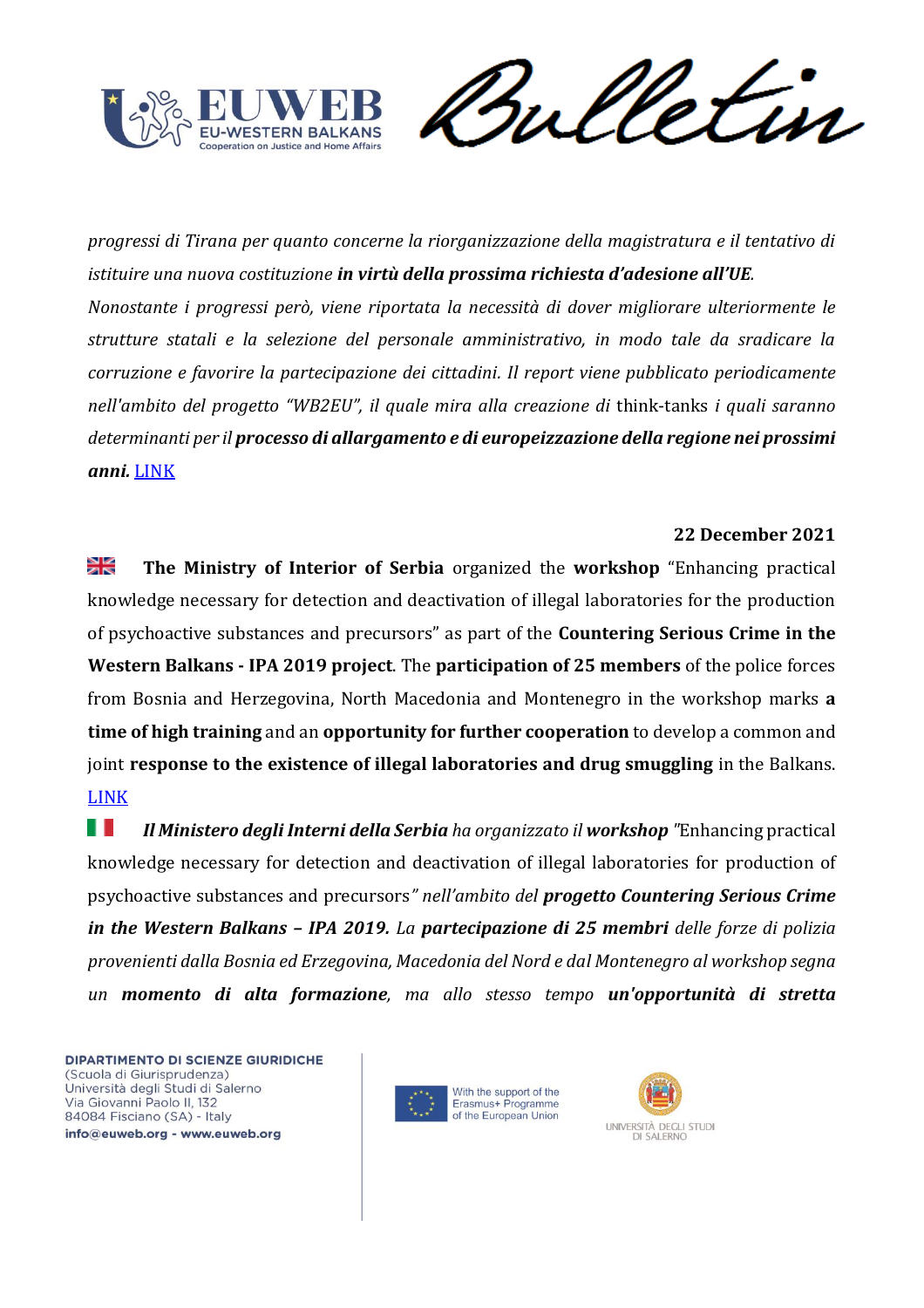*progressi di Tirana per quanto concerne la riorganizzazione della magistratura e il tentativo di istituire una nuova costituzione* ***in virtù della prossima richiesta d'adesione all'UE****.*
*Nonostante i progressi però, viene riportata la necessità di dover migliorare ulteriormente le strutture statali e la selezione del personale amministrativo, in modo tale da sradicare la corruzione e favorire la partecipazione dei cittadini. Il report viene pubblicato periodicamente nell'ambito del progetto "WB2EU", il quale mira alla creazione di* think-tanks *i quali saranno determinanti per il* ***processo di allargamento e di europeizzazione della regione nei prossimi anni.*** LINK

**22 December 2021**

🇬🇧 **The Ministry of Interior of Serbia** organized the **workshop** "Enhancing practical knowledge necessary for detection and deactivation of illegal laboratories for the production of psychoactive substances and precursors" as part of the **Countering Serious Crime in the Western Balkans - IPA 2019 project**. The **participation of 25 members** of the police forces from Bosnia and Herzegovina, North Macedonia and Montenegro in the workshop marks **a time of high training** and an **opportunity for further cooperation** to develop a common and joint **response to the existence of illegal laboratories and drug smuggling** in the Balkans. LINK

🇮🇹 ***Il Ministero degli Interni della Serbia*** *ha organizzato il* ***workshop*** "Enhancing practical knowledge necessary for detection and deactivation of illegal laboratories for production of psychoactive substances and precursors*" nell'ambito del* ***progetto Countering Serious Crime in the Western Balkans – IPA 2019.*** *La* ***partecipazione di 25 membri*** *delle forze di polizia provenienti dalla Bosnia ed Erzegovina, Macedonia del Nord e dal Montenegro al workshop segna un* ***momento di alta formazione****, ma allo stesso tempo* ***un'opportunità di stretta***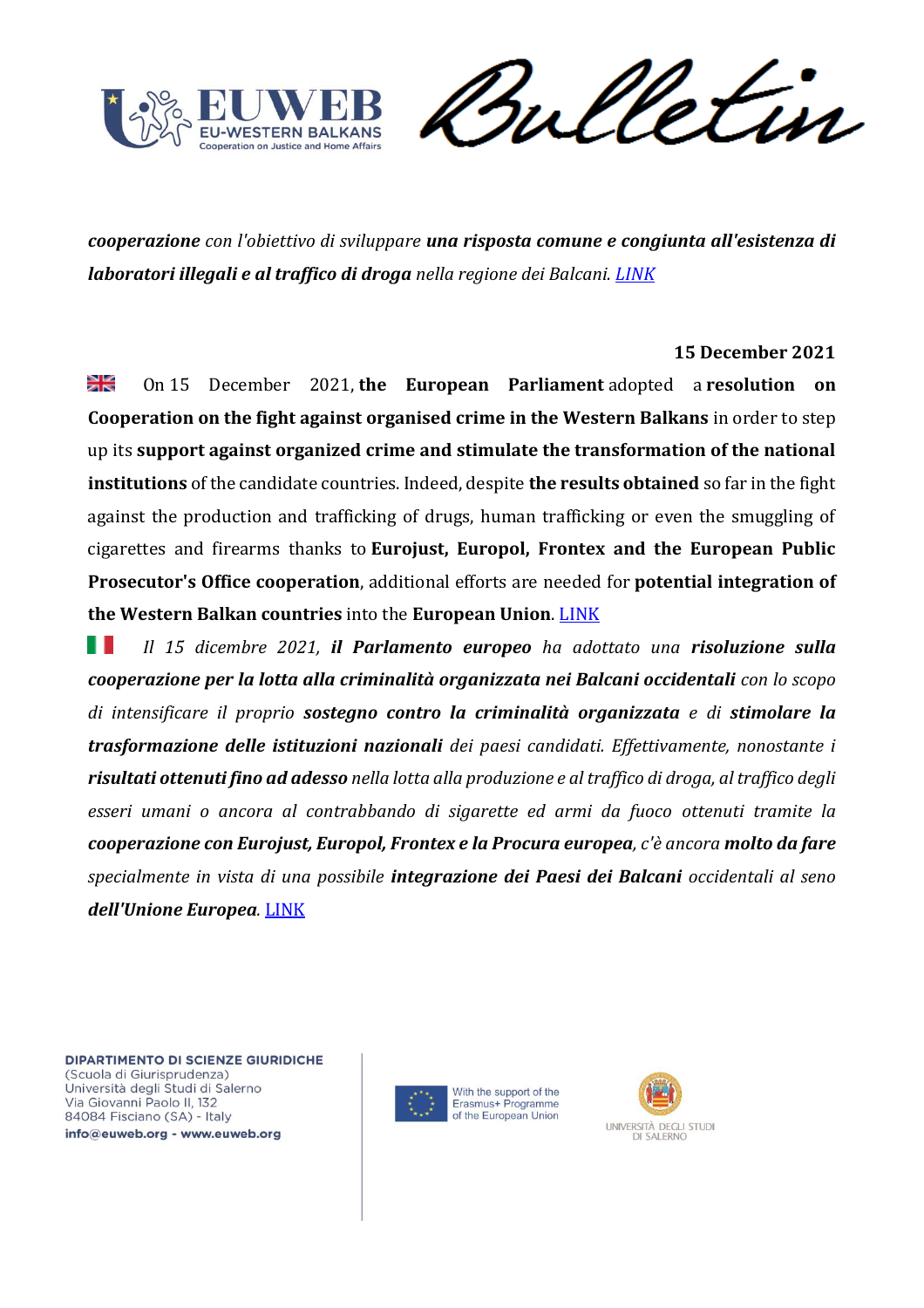***cooperazione*** *con l'obiettivo di sviluppare* ***una risposta comune e congiunta all'esistenza di laboratori illegali e al traffico di droga*** *nella regione dei Balcani.* *LINK*

**15 December 2021**

On 15 December 2021, **the European Parliament** adopted a **resolution on Cooperation on the fight against organised crime in the Western Balkans** in order to step up its **support against organized crime and stimulate the transformation of the national institutions** of the candidate countries. Indeed, despite **the results obtained** so far in the fight against the production and trafficking of drugs, human trafficking or even the smuggling of cigarettes and firearms thanks to **Eurojust, Europol, Frontex and the European Public Prosecutor's Office cooperation**, additional efforts are needed for **potential integration of the Western Balkan countries** into the **European Union**. LINK

*Il 15 dicembre 2021,* ***il Parlamento europeo*** *ha adottato una* ***risoluzione sulla cooperazione per la lotta alla criminalità organizzata nei Balcani occidentali*** *con lo scopo di intensificare il proprio* ***sostegno contro la criminalità organizzata*** *e di* ***stimolare la trasformazione delle istituzioni nazionali*** *dei paesi candidati. Effettivamente, nonostante i* ***risultati ottenuti fino ad adesso*** *nella lotta alla produzione e al traffico di droga, al traffico degli esseri umani o ancora al contrabbando di sigarette ed armi da fuoco ottenuti tramite la* ***cooperazione con Eurojust, Europol, Frontex e la Procura europea****, c'è ancora* ***molto da fare*** *specialmente in vista di una possibile* ***integrazione dei Paesi dei Balcani*** *occidentali al seno* ***dell'Unione Europea****.* LINK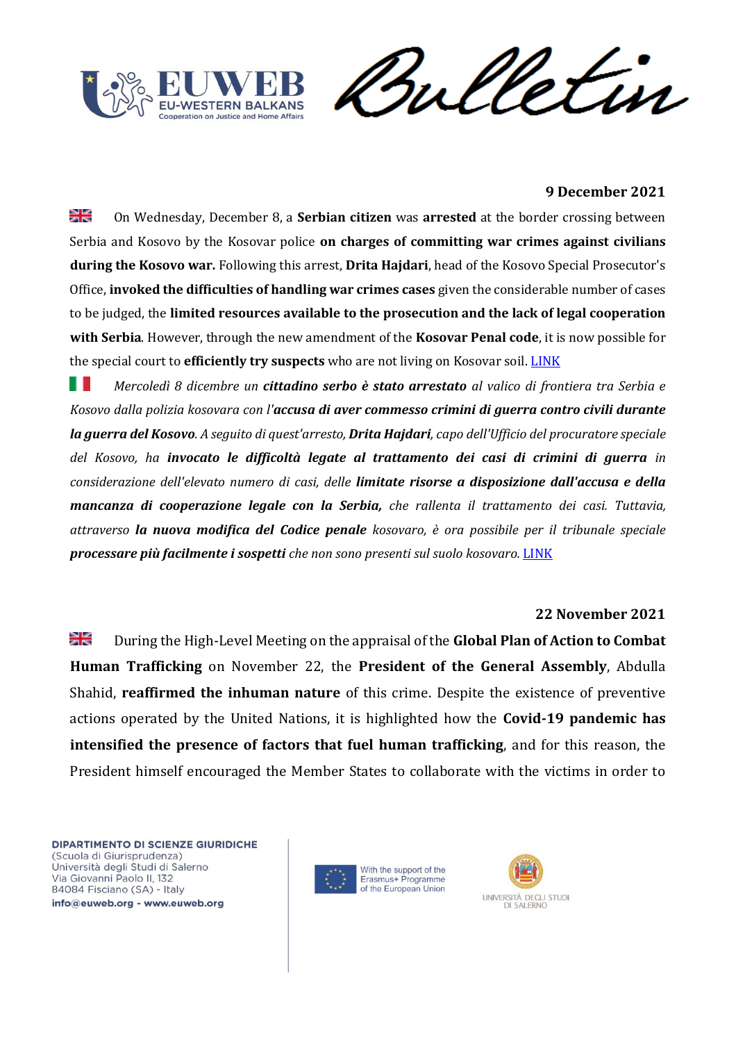**9 December 2021**

On Wednesday, December 8, a **Serbian citizen** was **arrested** at the border crossing between Serbia and Kosovo by the Kosovar police **on charges of committing war crimes against civilians during the Kosovo war.** Following this arrest, **Drita Hajdari**, head of the Kosovo Special Prosecutor's Office, **invoked the difficulties of handling war crimes cases** given the considerable number of cases to be judged, the **limited resources available to the prosecution and the lack of legal cooperation with Serbia**. However, through the new amendment of the **Kosovar Penal code**, it is now possible for the special court to **efficiently try suspects** who are not living on Kosovar soil. LINK

*Mercoledì 8 dicembre un* ***cittadino serbo è stato arrestato*** *al valico di frontiera tra Serbia e Kosovo dalla polizia kosovara con l'****accusa di aver commesso crimini di guerra contro civili durante la guerra del Kosovo****. A seguito di quest'arresto,* ***Drita Hajdari****, capo dell'Ufficio del procuratore speciale del Kosovo, ha* ***invocato le difficoltà legate al trattamento dei casi di crimini di guerra*** *in considerazione dell'elevato numero di casi, delle* ***limitate risorse a disposizione dall'accusa e della mancanza di cooperazione legale con la Serbia,*** *che rallenta il trattamento dei casi. Tuttavia, attraverso* ***la nuova modifica del Codice penale*** *kosovaro, è ora possibile per il tribunale speciale* ***processare più facilmente i sospetti*** *che non sono presenti sul suolo kosovaro.* LINK

**22 November 2021**

During the High-Level Meeting on the appraisal of the **Global Plan of Action to Combat Human Trafficking** on November 22, the **President of the General Assembly**, Abdulla Shahid, **reaffirmed the inhuman nature** of this crime. Despite the existence of preventive actions operated by the United Nations, it is highlighted how the **Covid-19 pandemic has intensified the presence of factors that fuel human trafficking**, and for this reason, the President himself encouraged the Member States to collaborate with the victims in order to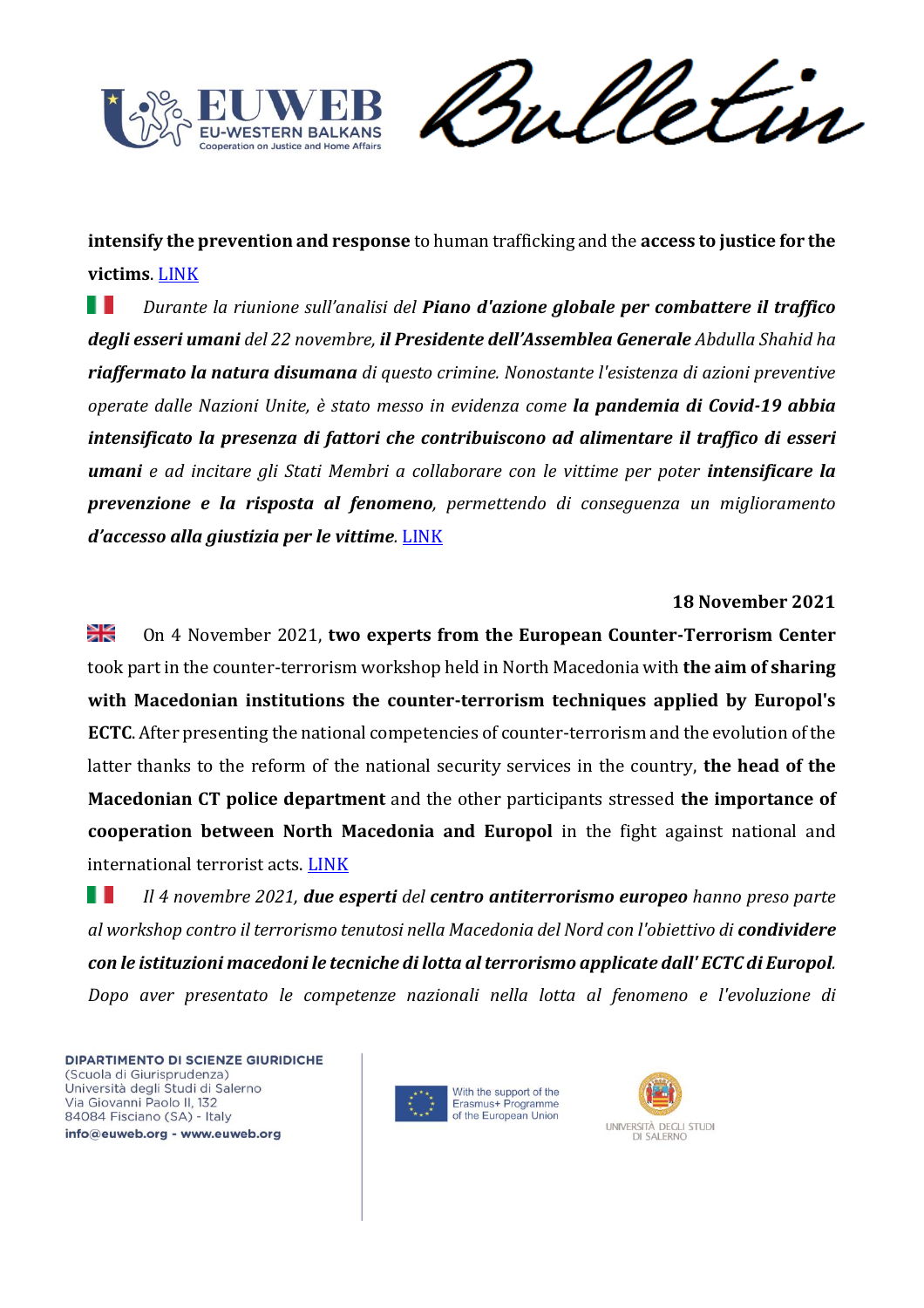**intensify the prevention and response** to human trafficking and the **access to justice for the victims**. LINK

*Durante la riunione sull'analisi del **Piano d'azione globale per combattere il traffico degli esseri umani** del 22 novembre, **il Presidente dell'Assemblea Generale** Abdulla Shahid ha **riaffermato la natura disumana** di questo crimine. Nonostante l'esistenza di azioni preventive operate dalle Nazioni Unite, è stato messo in evidenza come **la pandemia di Covid-19 abbia intensificato la presenza di fattori che contribuiscono ad alimentare il traffico di esseri umani** e ad incitare gli Stati Membri a collaborare con le vittime per poter **intensificare la prevenzione e la risposta al fenomeno**, permettendo di conseguenza un miglioramento **d'accesso alla giustizia per le vittime**.* LINK

**18 November 2021**

On 4 November 2021, **two experts from the European Counter-Terrorism Center** took part in the counter-terrorism workshop held in North Macedonia with **the aim of sharing with Macedonian institutions the counter-terrorism techniques applied by Europol's ECTC**. After presenting the national competencies of counter-terrorism and the evolution of the latter thanks to the reform of the national security services in the country, **the head of the Macedonian CT police department** and the other participants stressed **the importance of cooperation between North Macedonia and Europol** in the fight against national and international terrorist acts. LINK

*Il 4 novembre 2021, **due esperti** del **centro antiterrorismo europeo** hanno preso parte al workshop contro il terrorismo tenutosi nella Macedonia del Nord con l'obiettivo di **condividere con le istituzioni macedoni le tecniche di lotta al terrorismo applicate dall' ECTC di Europol**. Dopo aver presentato le competenze nazionali nella lotta al fenomeno e l'evoluzione di*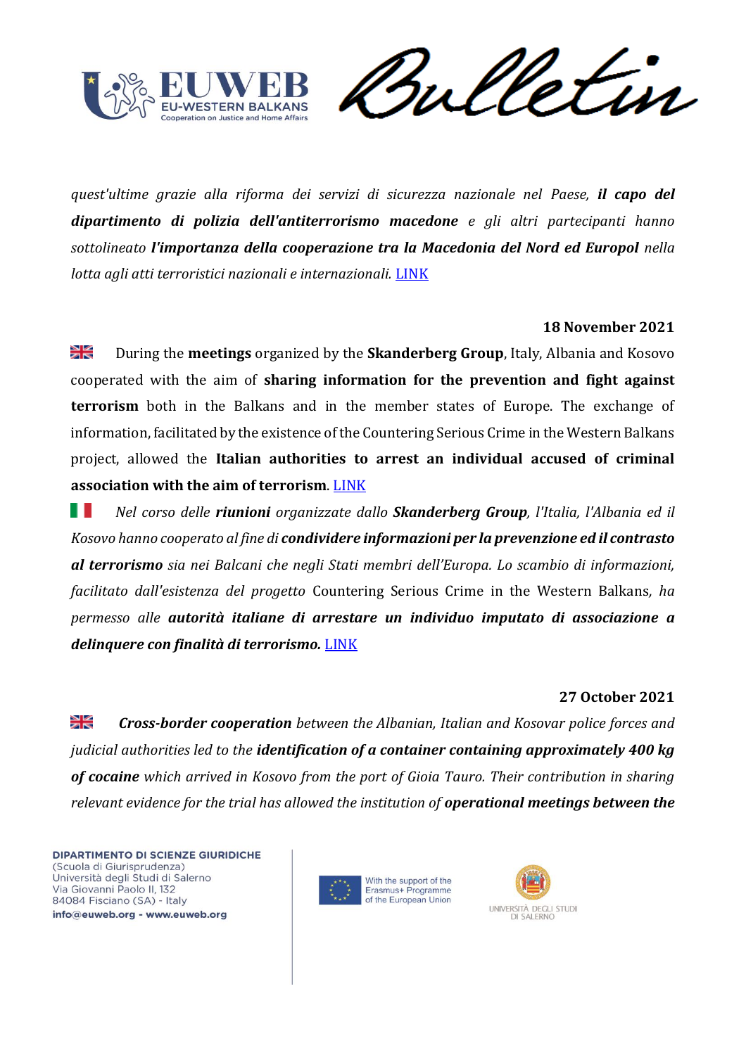*quest'ultime grazie alla riforma dei servizi di sicurezza nazionale nel Paese, **il capo del dipartimento di polizia dell'antiterrorismo macedone** e gli altri partecipanti hanno sottolineato **l'importanza della cooperazione tra la Macedonia del Nord ed Europol** nella lotta agli atti terroristici nazionali e internazionali.* LINK

**18 November 2021**

🇬🇧 During the **meetings** organized by the **Skanderberg Group**, Italy, Albania and Kosovo cooperated with the aim of **sharing information for the prevention and fight against terrorism** both in the Balkans and in the member states of Europe. The exchange of information, facilitated by the existence of the Countering Serious Crime in the Western Balkans project, allowed the **Italian authorities to arrest an individual accused of criminal association with the aim of terrorism**. LINK

🇮🇹 *Nel corso delle **riunioni** organizzate dallo **Skanderberg Group**, l'Italia, l'Albania ed il Kosovo hanno cooperato al fine di **condividere informazioni per la prevenzione ed il contrasto al terrorismo** sia nei Balcani che negli Stati membri dell'Europa. Lo scambio di informazioni, facilitato dall'esistenza del progetto* Countering Serious Crime in the Western Balkans, *ha permesso alle **autorità italiane di arrestare un individuo imputato di associazione a delinquere con finalità di terrorismo.*** LINK

**27 October 2021**

🇬🇧 ***Cross-border cooperation** between the Albanian, Italian and Kosovar police forces and judicial authorities led to the **identification of a container containing approximately 400 kg of cocaine** which arrived in Kosovo from the port of Gioia Tauro. Their contribution in sharing relevant evidence for the trial has allowed the institution of **operational meetings between the***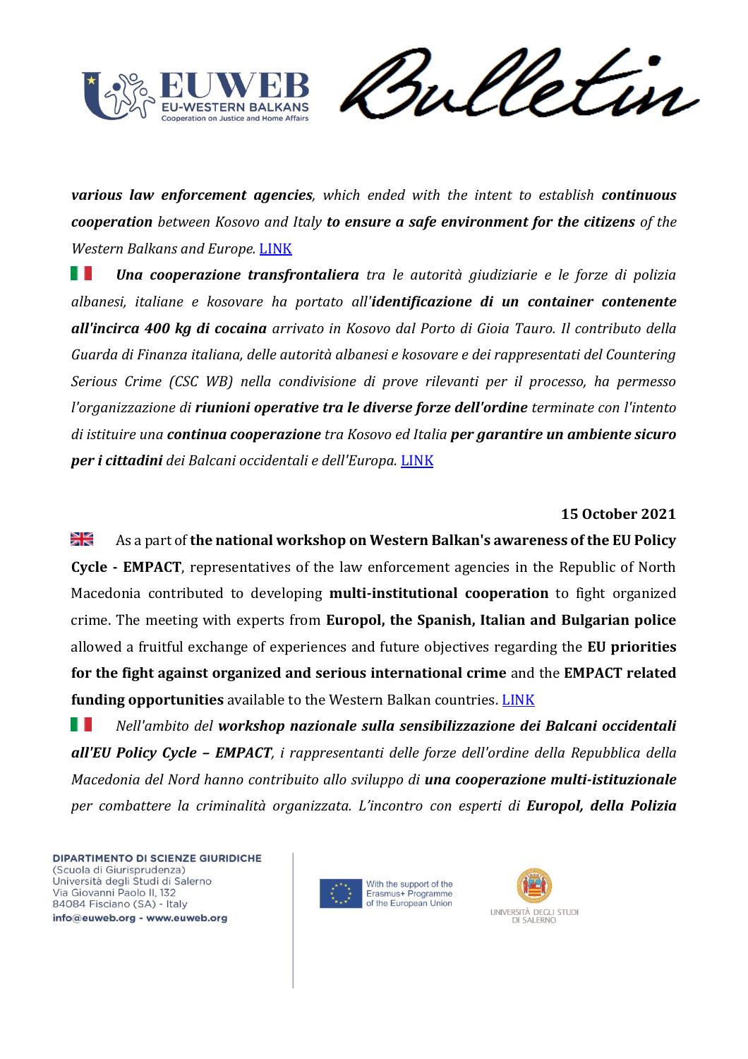***various law enforcement agencies****, which ended with the intent to establish* ***continuous cooperation*** *between Kosovo and Italy* ***to ensure a safe environment for the citizens*** *of the Western Balkans and Europe.* LINK

🇮🇹 ***Una cooperazione transfrontaliera*** *tra le autorità giudiziarie e le forze di polizia albanesi, italiane e kosovare ha portato all'****identificazione di un container contenente all'incirca 400 kg di cocaina*** *arrivato in Kosovo dal Porto di Gioia Tauro. Il contributo della Guarda di Finanza italiana, delle autorità albanesi e kosovare e dei rappresentati del Countering Serious Crime (CSC WB) nella condivisione di prove rilevanti per il processo, ha permesso l'organizzazione di* ***riunioni operative tra le diverse forze dell'ordine*** *terminate con l'intento di istituire una* ***continua cooperazione*** *tra Kosovo ed Italia* ***per garantire un ambiente sicuro per i cittadini*** *dei Balcani occidentali e dell'Europa.* LINK

**15 October 2021**

🇬🇧 As a part of **the national workshop on Western Balkan's awareness of the EU Policy Cycle - EMPACT**, representatives of the law enforcement agencies in the Republic of North Macedonia contributed to developing **multi-institutional cooperation** to fight organized crime. The meeting with experts from **Europol, the Spanish, Italian and Bulgarian police** allowed a fruitful exchange of experiences and future objectives regarding the **EU priorities for the fight against organized and serious international crime** and the **EMPACT related funding opportunities** available to the Western Balkan countries. LINK

🇮🇹 *Nell'ambito del* ***workshop nazionale sulla sensibilizzazione dei Balcani occidentali all'EU Policy Cycle – EMPACT****, i rappresentanti delle forze dell'ordine della Repubblica della Macedonia del Nord hanno contribuito allo sviluppo di* ***una cooperazione multi-istituzionale*** *per combattere la criminalità organizzata. L'incontro con esperti di* ***Europol, della Polizia***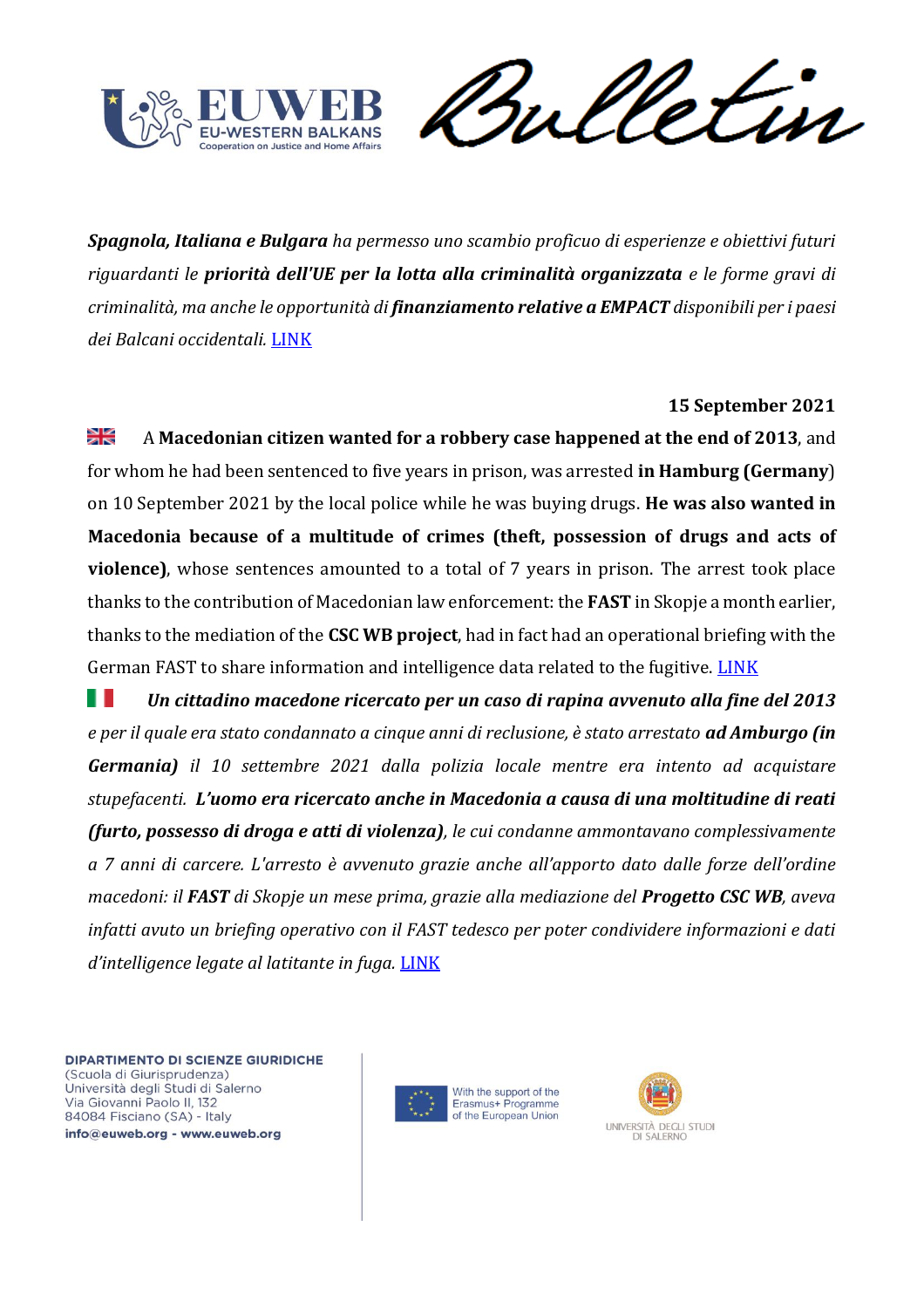***Spagnola, Italiana e Bulgara** ha permesso uno scambio proficuo di esperienze e obiettivi futuri riguardanti le **priorità dell'UE per la lotta alla criminalità organizzata** e le forme gravi di criminalità, ma anche le opportunità di **finanziamento relative a EMPACT** disponibili per i paesi dei Balcani occidentali.* LINK

**15 September 2021**

A **Macedonian citizen wanted for a robbery case happened at the end of 2013**, and for whom he had been sentenced to five years in prison, was arrested **in Hamburg (Germany**) on 10 September 2021 by the local police while he was buying drugs. **He was also wanted in Macedonia because of a multitude of crimes (theft, possession of drugs and acts of violence)**, whose sentences amounted to a total of 7 years in prison. The arrest took place thanks to the contribution of Macedonian law enforcement: the **FAST** in Skopje a month earlier, thanks to the mediation of the **CSC WB project**, had in fact had an operational briefing with the German FAST to share information and intelligence data related to the fugitive. LINK

***Un cittadino macedone ricercato per un caso di rapina avvenuto alla fine del 2013** e per il quale era stato condannato a cinque anni di reclusione, è stato arrestato **ad Amburgo (in Germania)** il 10 settembre 2021 dalla polizia locale mentre era intento ad acquistare stupefacenti. **L'uomo era ricercato anche in Macedonia a causa di una moltitudine di reati (furto, possesso di droga e atti di violenza)**, le cui condanne ammontavano complessivamente a 7 anni di carcere. L'arresto è avvenuto grazie anche all'apporto dato dalle forze dell'ordine macedoni: il **FAST** di Skopje un mese prima, grazie alla mediazione del **Progetto CSC WB**, aveva infatti avuto un briefing operativo con il FAST tedesco per poter condividere informazioni e dati d'intelligence legate al latitante in fuga.* LINK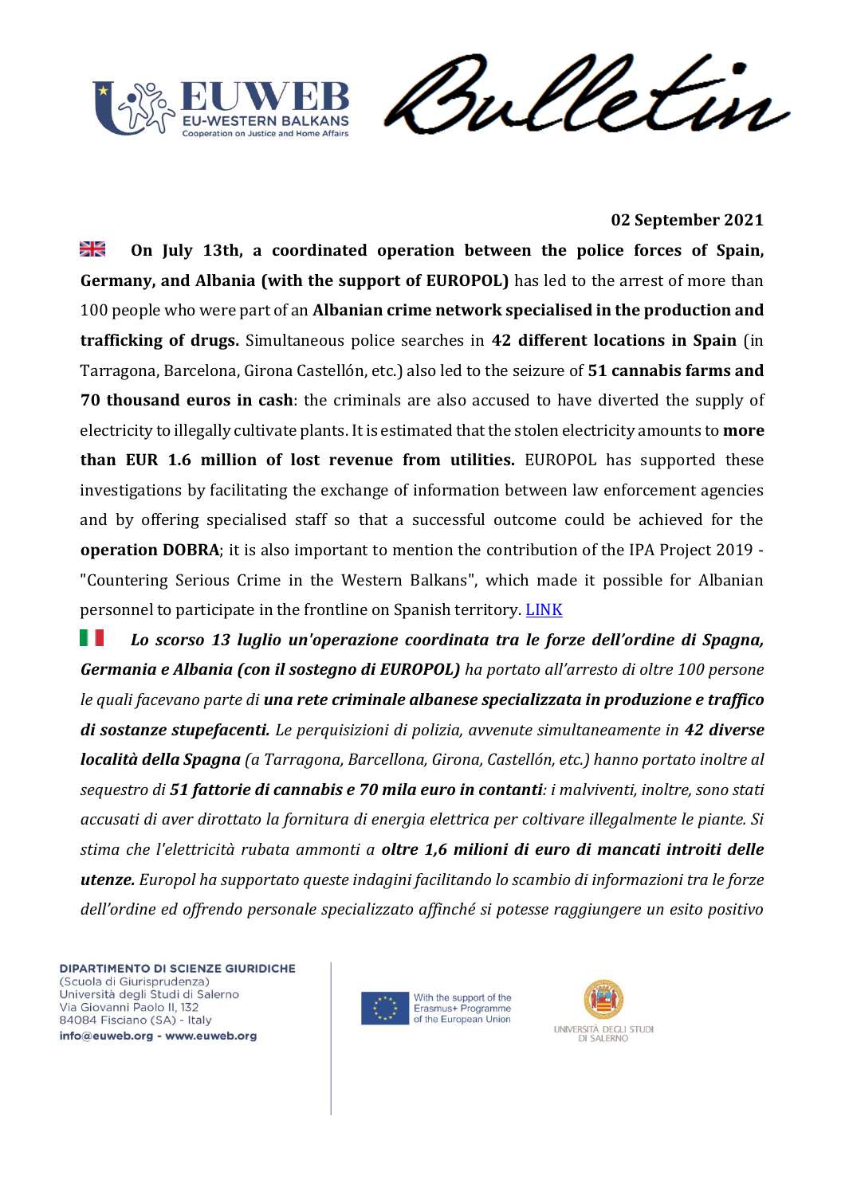**02 September 2021**

🇬🇧 **On July 13th, a coordinated operation between the police forces of Spain, Germany, and Albania (with the support of EUROPOL)** has led to the arrest of more than 100 people who were part of an **Albanian crime network specialised in the production and trafficking of drugs.** Simultaneous police searches in **42 different locations in Spain** (in Tarragona, Barcelona, Girona Castellón, etc.) also led to the seizure of **51 cannabis farms and 70 thousand euros in cash**: the criminals are also accused to have diverted the supply of electricity to illegally cultivate plants. It is estimated that the stolen electricity amounts to **more than EUR 1.6 million of lost revenue from utilities.** EUROPOL has supported these investigations by facilitating the exchange of information between law enforcement agencies and by offering specialised staff so that a successful outcome could be achieved for the **operation DOBRA**; it is also important to mention the contribution of the IPA Project 2019 - "Countering Serious Crime in the Western Balkans", which made it possible for Albanian personnel to participate in the frontline on Spanish territory. [LINK]

🇮🇹 ***Lo scorso 13 luglio un'operazione coordinata tra le forze dell'ordine di Spagna, Germania e Albania (con il sostegno di EUROPOL)*** *ha portato all'arresto di oltre 100 persone le quali facevano parte di* ***una rete criminale albanese specializzata in produzione e traffico di sostanze stupefacenti.*** *Le perquisizioni di polizia, avvenute simultaneamente in* ***42 diverse località della Spagna*** *(a Tarragona, Barcellona, Girona, Castellón, etc.) hanno portato inoltre al sequestro di* ***51 fattorie di cannabis e 70 mila euro in contanti****: i malviventi, inoltre, sono stati accusati di aver dirottato la fornitura di energia elettrica per coltivare illegalmente le piante. Si stima che l'elettricità rubata ammonti a* ***oltre 1,6 milioni di euro di mancati introiti delle utenze.*** *Europol ha supportato queste indagini facilitando lo scambio di informazioni tra le forze dell'ordine ed offrendo personale specializzato affinché si potesse raggiungere un esito positivo*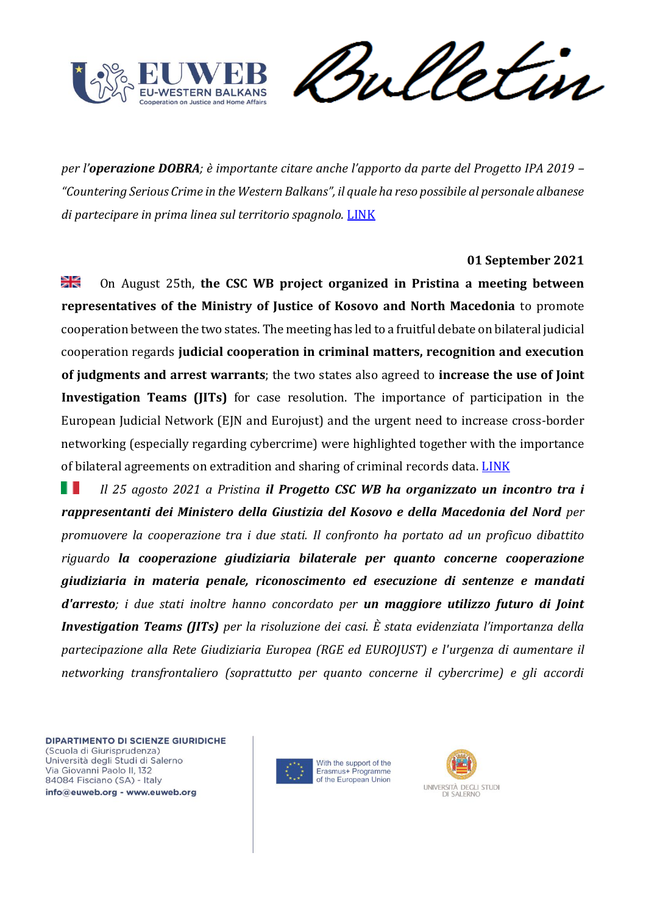*per l'**operazione DOBRA**; è importante citare anche l'apporto da parte del Progetto IPA 2019 – "Countering Serious Crime in the Western Balkans", il quale ha reso possibile al personale albanese di partecipare in prima linea sul territorio spagnolo.* [LINK]

**01 September 2021**

On August 25th, **the CSC WB project organized in Pristina a meeting between representatives of the Ministry of Justice of Kosovo and North Macedonia** to promote cooperation between the two states. The meeting has led to a fruitful debate on bilateral judicial cooperation regards **judicial cooperation in criminal matters, recognition and execution of judgments and arrest warrants**; the two states also agreed to **increase the use of Joint Investigation Teams (JITs)** for case resolution. The importance of participation in the European Judicial Network (EJN and Eurojust) and the urgent need to increase cross-border networking (especially regarding cybercrime) were highlighted together with the importance of bilateral agreements on extradition and sharing of criminal records data. [LINK]

*Il 25 agosto 2021 a Pristina **il Progetto CSC WB ha organizzato un incontro tra i rappresentanti dei Ministero della Giustizia del Kosovo e della Macedonia del Nord** per promuovere la cooperazione tra i due stati. Il confronto ha portato ad un proficuo dibattito riguardo **la cooperazione giudiziaria bilaterale per quanto concerne cooperazione giudiziaria in materia penale, riconoscimento ed esecuzione di sentenze e mandati d'arresto**; i due stati inoltre hanno concordato per **un maggiore utilizzo futuro di Joint Investigation Teams (JITs)** per la risoluzione dei casi. È stata evidenziata l'importanza della partecipazione alla Rete Giudiziaria Europea (RGE ed EUROJUST) e l'urgenza di aumentare il networking transfrontaliero (soprattutto per quanto concerne il cybercrime) e gli accordi*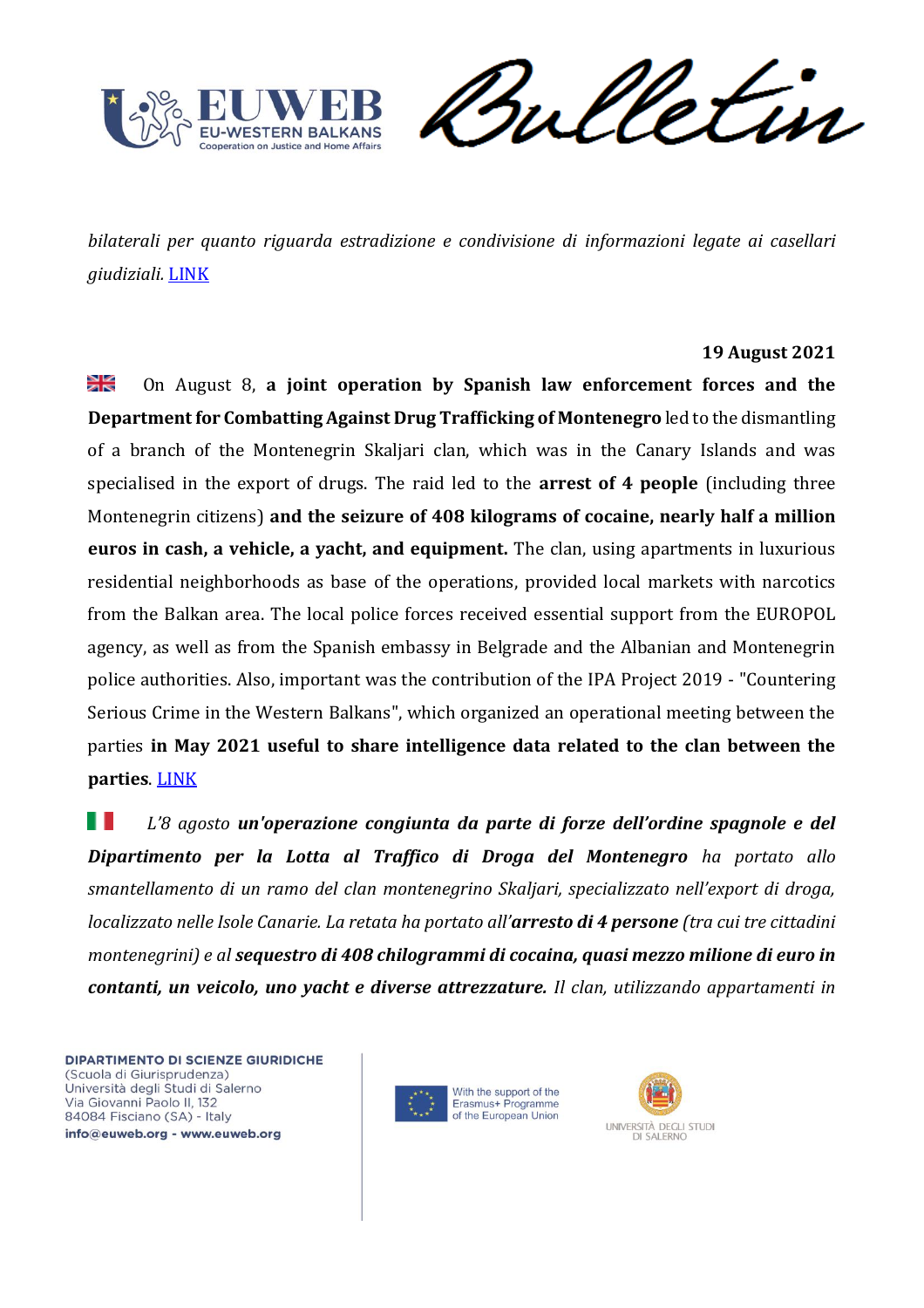*bilaterali per quanto riguarda estradizione e condivisione di informazioni legate ai casellari giudiziali.* LINK

**19 August 2021**

On August 8, **a joint operation by Spanish law enforcement forces and the Department for Combatting Against Drug Trafficking of Montenegro** led to the dismantling of a branch of the Montenegrin Skaljari clan, which was in the Canary Islands and was specialised in the export of drugs. The raid led to the **arrest of 4 people** (including three Montenegrin citizens) **and the seizure of 408 kilograms of cocaine, nearly half a million euros in cash, a vehicle, a yacht, and equipment.** The clan, using apartments in luxurious residential neighborhoods as base of the operations, provided local markets with narcotics from the Balkan area. The local police forces received essential support from the EUROPOL agency, as well as from the Spanish embassy in Belgrade and the Albanian and Montenegrin police authorities. Also, important was the contribution of the IPA Project 2019 - "Countering Serious Crime in the Western Balkans", which organized an operational meeting between the parties **in May 2021 useful to share intelligence data related to the clan between the parties**. LINK

*L'8 agosto* ***un'operazione congiunta da parte di forze dell'ordine spagnole e del Dipartimento per la Lotta al Traffico di Droga del Montenegro*** *ha portato allo smantellamento di un ramo del clan montenegrino Skaljari, specializzato nell'export di droga, localizzato nelle Isole Canarie. La retata ha portato all'****arresto di 4 persone*** *(tra cui tre cittadini montenegrini) e al* ***sequestro di 408 chilogrammi di cocaina, quasi mezzo milione di euro in contanti, un veicolo, uno yacht e diverse attrezzature.*** *Il clan, utilizzando appartamenti in*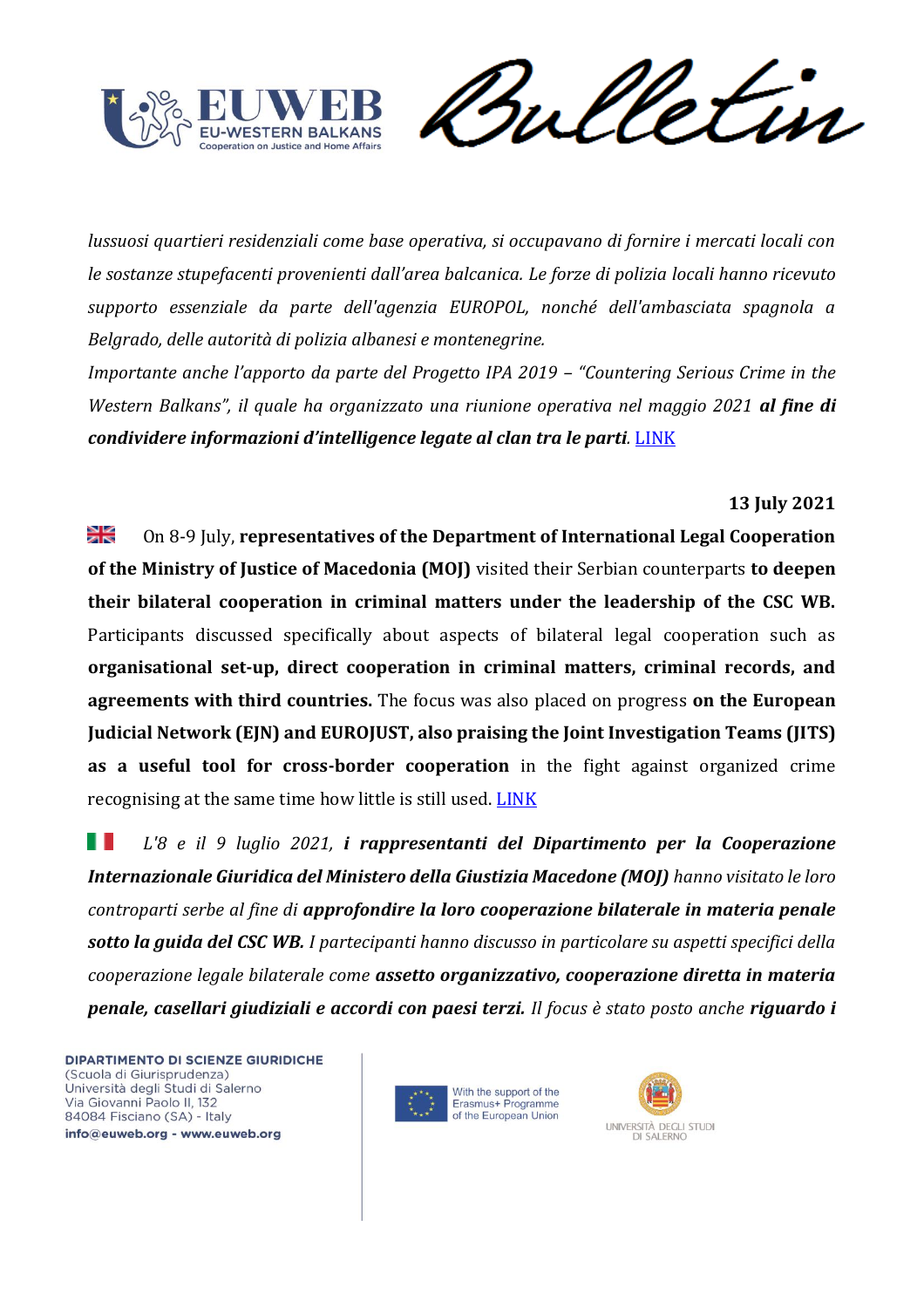*lussuosi quartieri residenziali come base operativa, si occupavano di fornire i mercati locali con le sostanze stupefacenti provenienti dall'area balcanica. Le forze di polizia locali hanno ricevuto supporto essenziale da parte dell'agenzia EUROPOL, nonché dell'ambasciata spagnola a Belgrado, delle autorità di polizia albanesi e montenegrine.*

*Importante anche l'apporto da parte del Progetto IPA 2019 – "Countering Serious Crime in the Western Balkans", il quale ha organizzato una riunione operativa nel maggio 2021* ***al fine di condividere informazioni d'intelligence legate al clan tra le parti****.* LINK

**13 July 2021**

On 8-9 July, **representatives of the Department of International Legal Cooperation of the Ministry of Justice of Macedonia (MOJ)** visited their Serbian counterparts **to deepen their bilateral cooperation in criminal matters under the leadership of the CSC WB.** Participants discussed specifically about aspects of bilateral legal cooperation such as **organisational set-up, direct cooperation in criminal matters, criminal records, and agreements with third countries.** The focus was also placed on progress **on the European Judicial Network (EJN) and EUROJUST, also praising the Joint Investigation Teams (JITS) as a useful tool for cross-border cooperation** in the fight against organized crime recognising at the same time how little is still used. LINK

*L'8 e il 9 luglio 2021,* ***i rappresentanti del Dipartimento per la Cooperazione Internazionale Giuridica del Ministero della Giustizia Macedone (MOJ)*** *hanno visitato le loro controparti serbe al fine di* ***approfondire la loro cooperazione bilaterale in materia penale sotto la guida del CSC WB.*** *I partecipanti hanno discusso in particolare su aspetti specifici della cooperazione legale bilaterale come* ***assetto organizzativo, cooperazione diretta in materia penale, casellari giudiziali e accordi con paesi terzi.*** *Il focus è stato posto anche* ***riguardo i***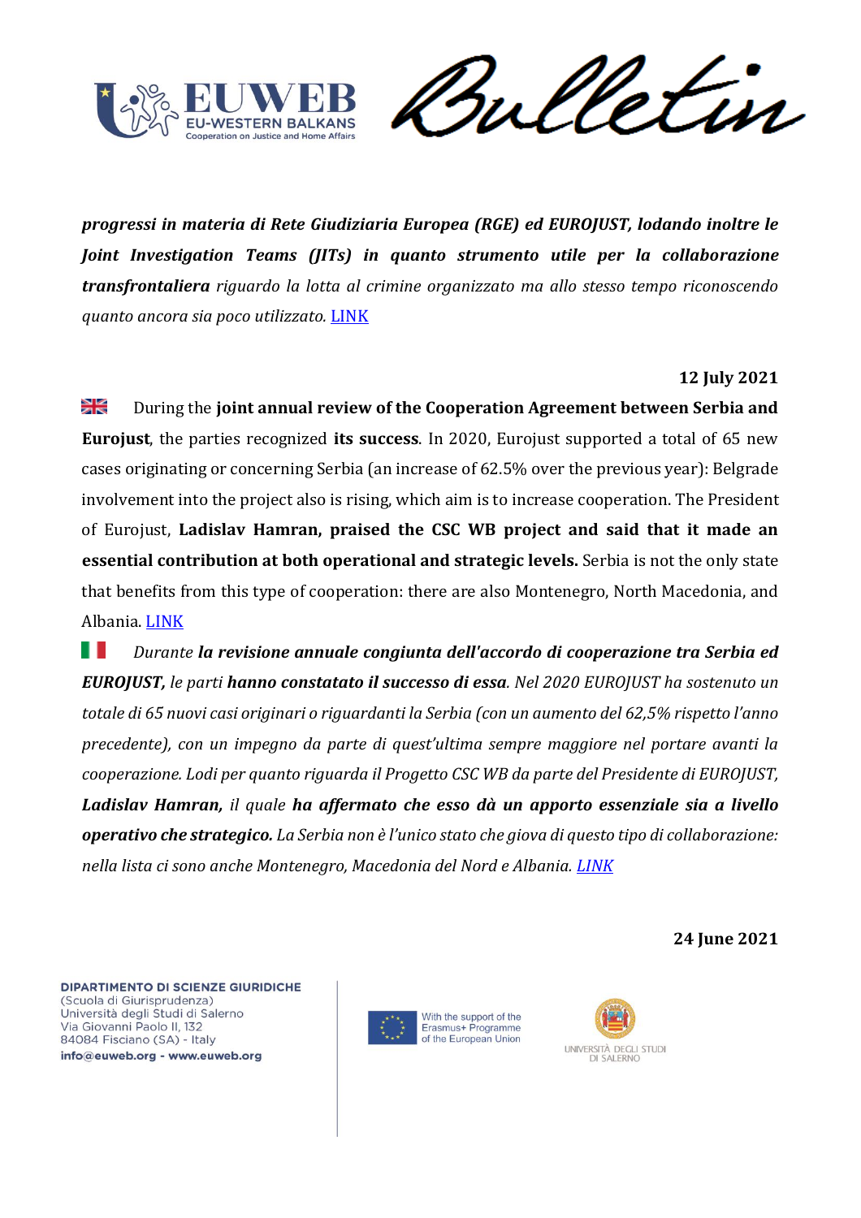*progressi in materia di Rete Giudiziaria Europea (RGE) ed EUROJUST, lodando inoltre le* ***Joint Investigation Teams (JITs) in quanto strumento utile per la collaborazione transfrontaliera*** *riguardo la lotta al crimine organizzato ma allo stesso tempo riconoscendo quanto ancora sia poco utilizzato.* [LINK]

**12 July 2021**

🇬🇧 During the **joint annual review of the Cooperation Agreement between Serbia and Eurojust**, the parties recognized **its success**. In 2020, Eurojust supported a total of 65 new cases originating or concerning Serbia (an increase of 62.5% over the previous year): Belgrade involvement into the project also is rising, which aim is to increase cooperation. The President of Eurojust, **Ladislav Hamran, praised the CSC WB project and said that it made an essential contribution at both operational and strategic levels.** Serbia is not the only state that benefits from this type of cooperation: there are also Montenegro, North Macedonia, and Albania. [LINK]

🇮🇹 *Durante* ***la revisione annuale congiunta dell'accordo di cooperazione tra Serbia ed EUROJUST,*** *le parti* ***hanno constatato il successo di essa****. Nel 2020 EUROJUST ha sostenuto un totale di 65 nuovi casi originari o riguardanti la Serbia (con un aumento del 62,5% rispetto l'anno precedente), con un impegno da parte di quest'ultima sempre maggiore nel portare avanti la cooperazione. Lodi per quanto riguarda il Progetto CSC WB da parte del Presidente di EUROJUST,* ***Ladislav Hamran,*** *il quale* ***ha affermato che esso dà un apporto essenziale sia a livello operativo che strategico.*** *La Serbia non è l'unico stato che giova di questo tipo di collaborazione: nella lista ci sono anche Montenegro, Macedonia del Nord e Albania.* [LINK]

**24 June 2021**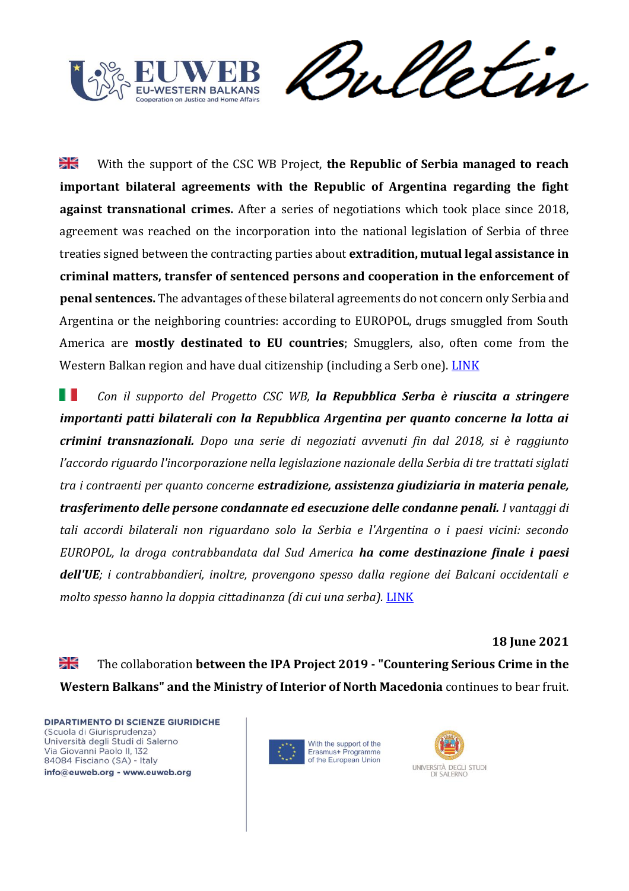With the support of the CSC WB Project, **the Republic of Serbia managed to reach important bilateral agreements with the Republic of Argentina regarding the fight against transnational crimes.** After a series of negotiations which took place since 2018, agreement was reached on the incorporation into the national legislation of Serbia of three treaties signed between the contracting parties about **extradition, mutual legal assistance in criminal matters, transfer of sentenced persons and cooperation in the enforcement of penal sentences.** The advantages of these bilateral agreements do not concern only Serbia and Argentina or the neighboring countries: according to EUROPOL, drugs smuggled from South America are **mostly destinated to EU countries**; Smugglers, also, often come from the Western Balkan region and have dual citizenship (including a Serb one). LINK

*Con il supporto del Progetto CSC WB,* ***la Repubblica Serba è riuscita a stringere importanti patti bilaterali con la Repubblica Argentina per quanto concerne la lotta ai crimini transnazionali.*** *Dopo una serie di negoziati avvenuti fin dal 2018, si è raggiunto l'accordo riguardo l'incorporazione nella legislazione nazionale della Serbia di tre trattati siglati tra i contraenti per quanto concerne* ***estradizione, assistenza giudiziaria in materia penale, trasferimento delle persone condannate ed esecuzione delle condanne penali.*** *I vantaggi di tali accordi bilaterali non riguardano solo la Serbia e l'Argentina o i paesi vicini: secondo EUROPOL, la droga contrabbandata dal Sud America* ***ha come destinazione finale i paesi dell'UE****; i contrabbandieri, inoltre, provengono spesso dalla regione dei Balcani occidentali e molto spesso hanno la doppia cittadinanza (di cui una serba).* LINK

**18 June 2021**

The collaboration **between the IPA Project 2019 - "Countering Serious Crime in the Western Balkans" and the Ministry of Interior of North Macedonia** continues to bear fruit.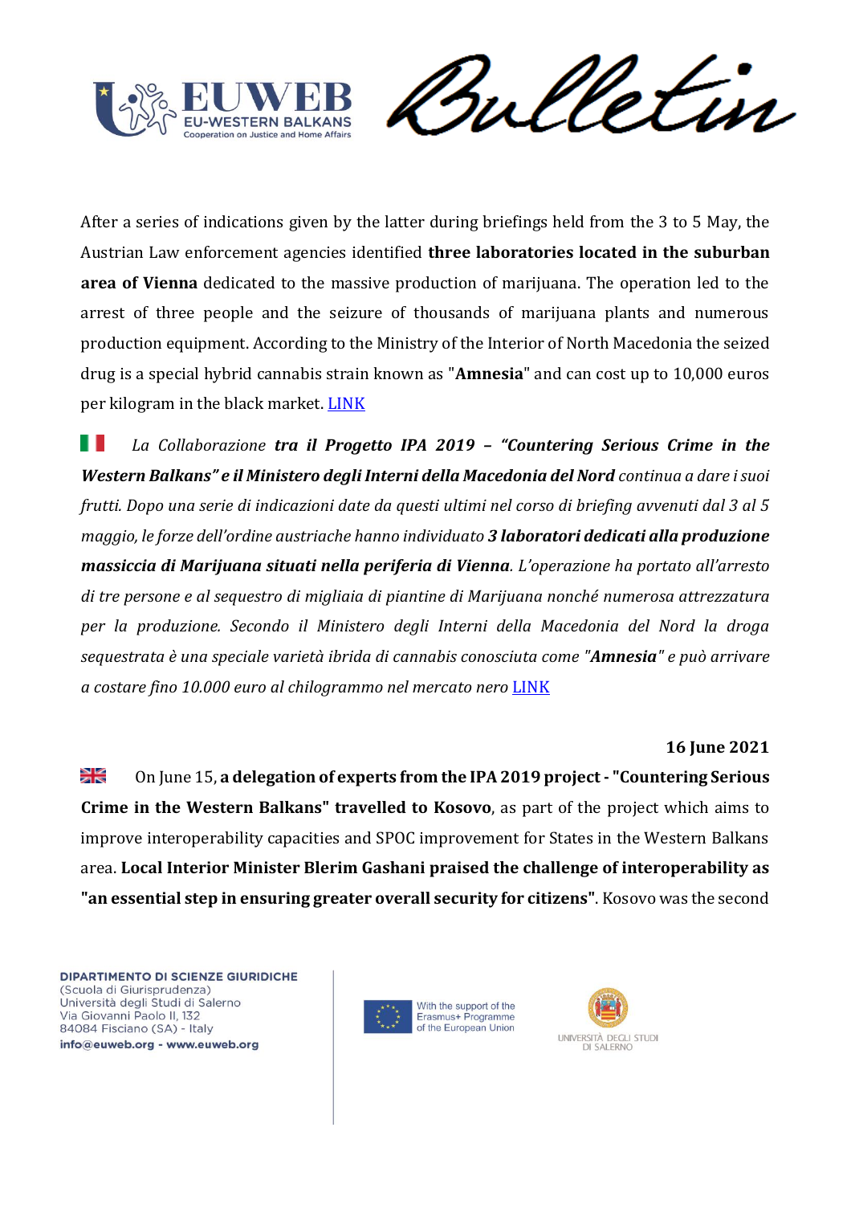After a series of indications given by the latter during briefings held from the 3 to 5 May, the Austrian Law enforcement agencies identified **three laboratories located in the suburban area of Vienna** dedicated to the massive production of marijuana. The operation led to the arrest of three people and the seizure of thousands of marijuana plants and numerous production equipment. According to the Ministry of the Interior of North Macedonia the seized drug is a special hybrid cannabis strain known as "**Amnesia**" and can cost up to 10,000 euros per kilogram in the black market. LINK

*La Collaborazione* ***tra il Progetto IPA 2019 – "Countering Serious Crime in the Western Balkans" e il Ministero degli Interni della Macedonia del Nord*** *continua a dare i suoi frutti. Dopo una serie di indicazioni date da questi ultimi nel corso di briefing avvenuti dal 3 al 5 maggio, le forze dell'ordine austriache hanno individuato* ***3 laboratori dedicati alla produzione massiccia di Marijuana situati nella periferia di Vienna****. L'operazione ha portato all'arresto di tre persone e al sequestro di migliaia di piantine di Marijuana nonché numerosa attrezzatura per la produzione. Secondo il Ministero degli Interni della Macedonia del Nord la droga sequestrata è una speciale varietà ibrida di cannabis conosciuta come "****Amnesia****" e può arrivare a costare fino 10.000 euro al chilogrammo nel mercato nero* LINK

**16 June 2021**

On June 15, **a delegation of experts from the IPA 2019 project - "Countering Serious Crime in the Western Balkans" travelled to Kosovo**, as part of the project which aims to improve interoperability capacities and SPOC improvement for States in the Western Balkans area. **Local Interior Minister Blerim Gashani praised the challenge of interoperability as "an essential step in ensuring greater overall security for citizens"**. Kosovo was the second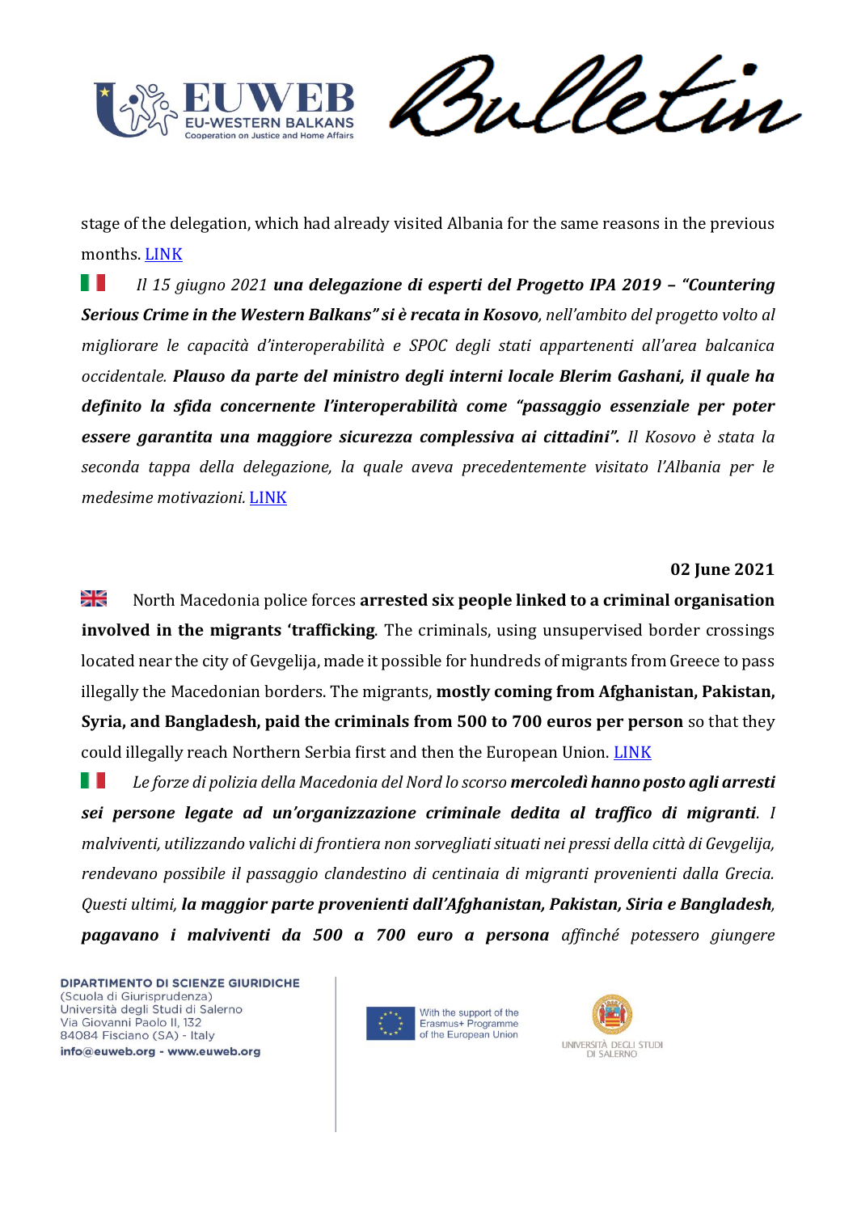stage of the delegation, which had already visited Albania for the same reasons in the previous months. LINK

*Il 15 giugno 2021* ***una delegazione di esperti del Progetto IPA 2019 – "Countering Serious Crime in the Western Balkans" si è recata in Kosovo****, nell'ambito del progetto volto al migliorare le capacità d'interoperabilità e SPOC degli stati appartenenti all'area balcanica occidentale.* ***Plauso da parte del ministro degli interni locale Blerim Gashani, il quale ha definito la sfida concernente l'interoperabilità come "passaggio essenziale per poter essere garantita una maggiore sicurezza complessiva ai cittadini".*** *Il Kosovo è stata la seconda tappa della delegazione, la quale aveva precedentemente visitato l'Albania per le medesime motivazioni.* LINK

**02 June 2021**

North Macedonia police forces **arrested six people linked to a criminal organisation involved in the migrants 'trafficking**. The criminals, using unsupervised border crossings located near the city of Gevgelija, made it possible for hundreds of migrants from Greece to pass illegally the Macedonian borders. The migrants, **mostly coming from Afghanistan, Pakistan, Syria, and Bangladesh, paid the criminals from 500 to 700 euros per person** so that they could illegally reach Northern Serbia first and then the European Union. LINK

*Le forze di polizia della Macedonia del Nord lo scorso* ***mercoledì hanno posto agli arresti sei persone legate ad un'organizzazione criminale dedita al traffico di migranti****. I malviventi, utilizzando valichi di frontiera non sorvegliati situati nei pressi della città di Gevgelija, rendevano possibile il passaggio clandestino di centinaia di migranti provenienti dalla Grecia. Questi ultimi,* ***la maggior parte provenienti dall'Afghanistan, Pakistan, Siria e Bangladesh****,* ***pagavano i malviventi da 500 a 700 euro a persona*** *affinché potessero giungere*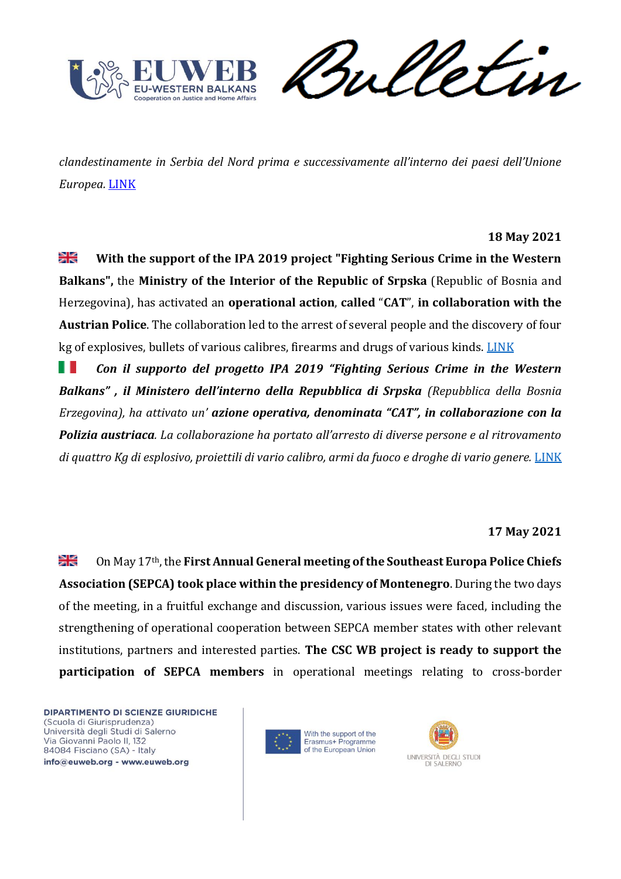*clandestinamente in Serbia del Nord prima e successivamente all'interno dei paesi dell'Unione Europea.* LINK

**18 May 2021**

🇬🇧 **With the support of the IPA 2019 project "Fighting Serious Crime in the Western Balkans",** the **Ministry of the Interior of the Republic of Srpska** (Republic of Bosnia and Herzegovina), has activated an **operational action**, **called** "**CAT**", **in collaboration with the Austrian Police**. The collaboration led to the arrest of several people and the discovery of four kg of explosives, bullets of various calibres, firearms and drugs of various kinds. LINK

🇮🇹 ***Con il supporto del progetto IPA 2019 "Fighting Serious Crime in the Western Balkans" , il Ministero dell'interno della Repubblica di Srpska*** *(Repubblica della Bosnia Erzegovina), ha attivato un'* ***azione operativa, denominata "CAT", in collaborazione con la Polizia austriaca****. La collaborazione ha portato all'arresto di diverse persone e al ritrovamento di quattro Kg di esplosivo, proiettili di vario calibro, armi da fuoco e droghe di vario genere.* LINK

**17 May 2021**

🇬🇧 On May 17th, the **First Annual General meeting of the Southeast Europa Police Chiefs Association (SEPCA) took place within the presidency of Montenegro**. During the two days of the meeting, in a fruitful exchange and discussion, various issues were faced, including the strengthening of operational cooperation between SEPCA member states with other relevant institutions, partners and interested parties. **The CSC WB project is ready to support the participation of SEPCA members** in operational meetings relating to cross-border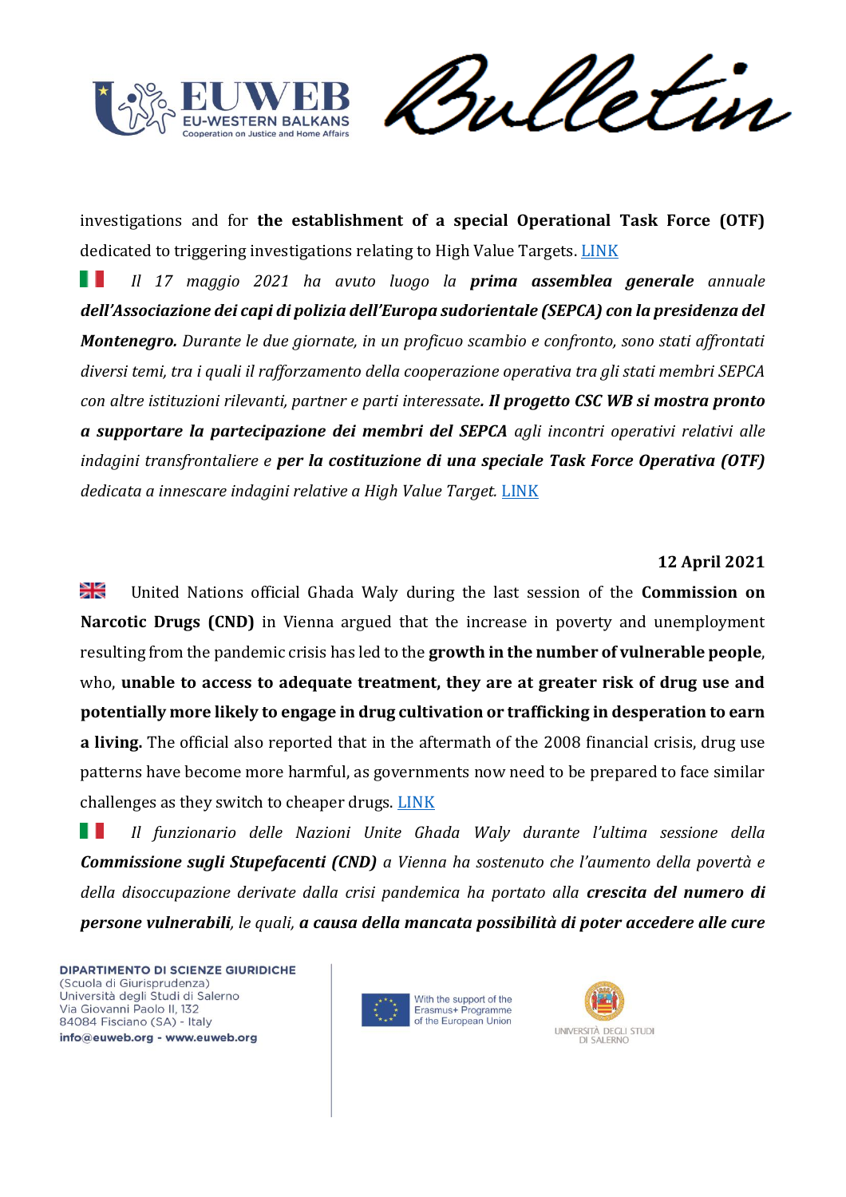investigations and for **the establishment of a special Operational Task Force (OTF)** dedicated to triggering investigations relating to High Value Targets. LINK

*Il 17 maggio 2021 ha avuto luogo la* ***prima assemblea generale*** *annuale* ***dell'Associazione dei capi di polizia dell'Europa sudorientale (SEPCA) con la presidenza del Montenegro.*** *Durante le due giornate, in un proficuo scambio e confronto, sono stati affrontati diversi temi, tra i quali il rafforzamento della cooperazione operativa tra gli stati membri SEPCA con altre istituzioni rilevanti, partner e parti interessate.* ***Il progetto CSC WB si mostra pronto a supportare la partecipazione dei membri del SEPCA*** *agli incontri operativi relativi alle indagini transfrontaliere e* ***per la costituzione di una speciale Task Force Operativa (OTF)*** *dedicata a innescare indagini relative a High Value Target.* LINK

**12 April 2021**

United Nations official Ghada Waly during the last session of the **Commission on Narcotic Drugs (CND)** in Vienna argued that the increase in poverty and unemployment resulting from the pandemic crisis has led to the **growth in the number of vulnerable people**, who, **unable to access to adequate treatment, they are at greater risk of drug use and potentially more likely to engage in drug cultivation or trafficking in desperation to earn a living.** The official also reported that in the aftermath of the 2008 financial crisis, drug use patterns have become more harmful, as governments now need to be prepared to face similar challenges as they switch to cheaper drugs. LINK

*Il funzionario delle Nazioni Unite Ghada Waly durante l'ultima sessione della* ***Commissione sugli Stupefacenti (CND)*** *a Vienna ha sostenuto che l'aumento della povertà e della disoccupazione derivate dalla crisi pandemica ha portato alla* ***crescita del numero di persone vulnerabili****, le quali,* ***a causa della mancata possibilità di poter accedere alle cure***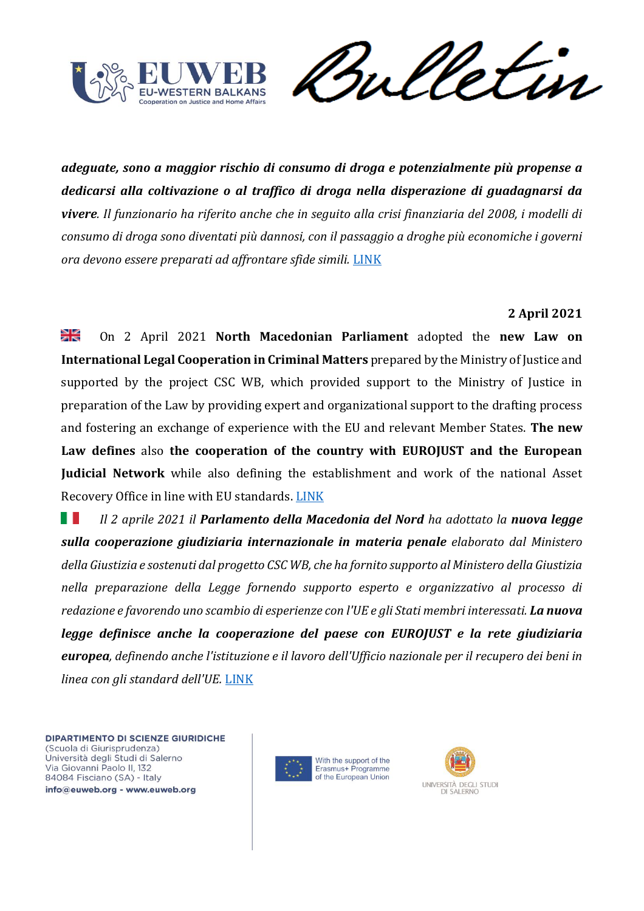***adeguate, sono a maggior rischio di consumo di droga e potenzialmente più propense a dedicarsi alla coltivazione o al traffico di droga nella disperazione di guadagnarsi da vivere****. Il funzionario ha riferito anche che in seguito alla crisi finanziaria del 2008, i modelli di consumo di droga sono diventati più dannosi, con il passaggio a droghe più economiche i governi ora devono essere preparati ad affrontare sfide simili.* LINK

**2 April 2021**

On 2 April 2021 **North Macedonian Parliament** adopted the **new Law on International Legal Cooperation in Criminal Matters** prepared by the Ministry of Justice and supported by the project CSC WB, which provided support to the Ministry of Justice in preparation of the Law by providing expert and organizational support to the drafting process and fostering an exchange of experience with the EU and relevant Member States. **The new Law defines** also **the cooperation of the country with EUROJUST and the European Judicial Network** while also defining the establishment and work of the national Asset Recovery Office in line with EU standards. LINK

*Il 2 aprile 2021 il* ***Parlamento della Macedonia del Nord*** *ha adottato la* ***nuova legge sulla cooperazione giudiziaria internazionale in materia penale*** *elaborato dal Ministero della Giustizia e sostenuti dal progetto CSC WB, che ha fornito supporto al Ministero della Giustizia nella preparazione della Legge fornendo supporto esperto e organizzativo al processo di redazione e favorendo uno scambio di esperienze con l'UE e gli Stati membri interessati.* ***La nuova legge definisce anche la cooperazione del paese con EUROJUST e la rete giudiziaria europea****, definendo anche l'istituzione e il lavoro dell'Ufficio nazionale per il recupero dei beni in linea con gli standard dell'UE.* LINK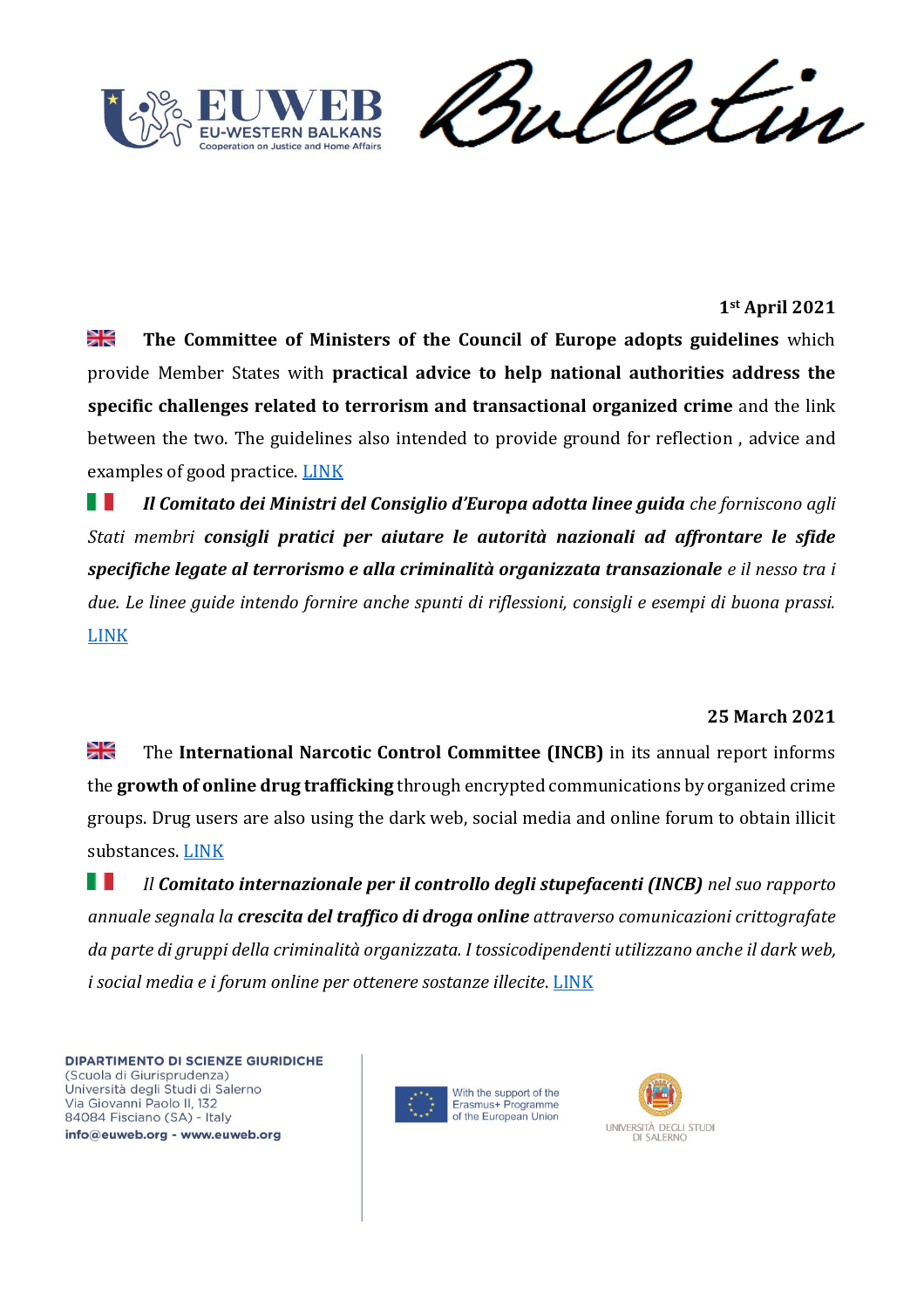**1st April 2021**

**The Committee of Ministers of the Council of Europe adopts guidelines** which provide Member States with **practical advice to help national authorities address the specific challenges related to terrorism and transactional organized crime** and the link between the two. The guidelines also intended to provide ground for reflection , advice and examples of good practice. LINK

***Il Comitato dei Ministri del Consiglio d'Europa adotta linee guida*** *che forniscono agli Stati membri* ***consigli pratici per aiutare le autorità nazionali ad affrontare le sfide specifiche legate al terrorismo e alla criminalità organizzata transazionale*** *e il nesso tra i due. Le linee guide intendo fornire anche spunti di riflessioni, consigli e esempi di buona prassi.* LINK

**25 March 2021**

The **International Narcotic Control Committee (INCB)** in its annual report informs the **growth of online drug trafficking** through encrypted communications by organized crime groups. Drug users are also using the dark web, social media and online forum to obtain illicit substances. LINK

*Il* ***Comitato internazionale per il controllo degli stupefacenti (INCB)*** *nel suo rapporto annuale segnala la* ***crescita del traffico di droga online*** *attraverso comunicazioni crittografate da parte di gruppi della criminalità organizzata. I tossicodipendenti utilizzano anche il dark web, i social media e i forum online per ottenere sostanze illecite.* LINK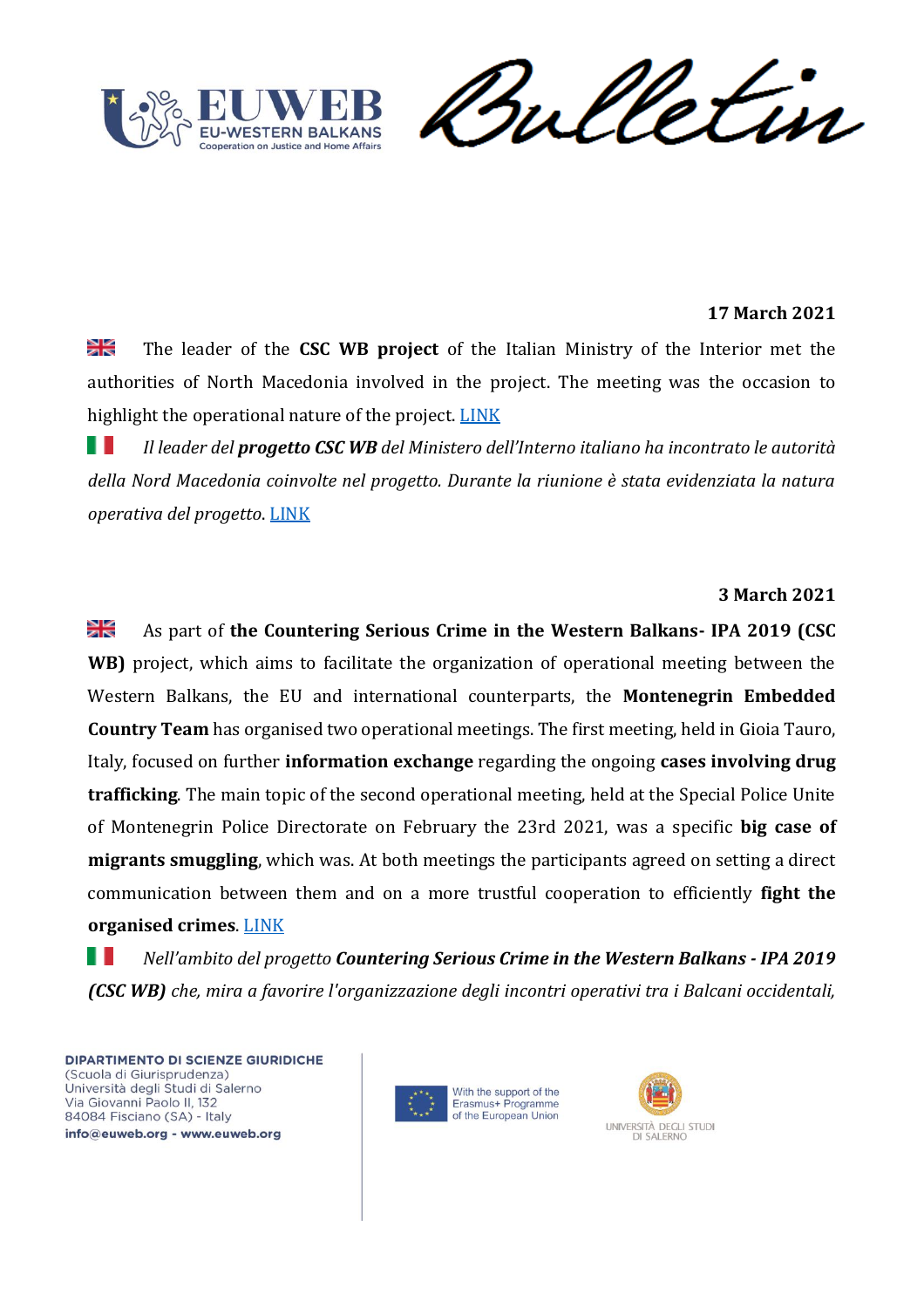**17 March 2021**

🇬🇧 The leader of the **CSC WB project** of the Italian Ministry of the Interior met the authorities of North Macedonia involved in the project. The meeting was the occasion to highlight the operational nature of the project. LINK

🇮🇹 *Il leader del **progetto CSC WB** del Ministero dell'Interno italiano ha incontrato le autorità della Nord Macedonia coinvolte nel progetto. Durante la riunione è stata evidenziata la natura operativa del progetto.* LINK

**3 March 2021**

🇬🇧 As part of **the Countering Serious Crime in the Western Balkans- IPA 2019 (CSC WB)** project, which aims to facilitate the organization of operational meeting between the Western Balkans, the EU and international counterparts, the **Montenegrin Embedded Country Team** has organised two operational meetings. The first meeting, held in Gioia Tauro, Italy, focused on further **information exchange** regarding the ongoing **cases involving drug trafficking**. The main topic of the second operational meeting, held at the Special Police Unite of Montenegrin Police Directorate on February the 23rd 2021, was a specific **big case of migrants smuggling**, which was. At both meetings the participants agreed on setting a direct communication between them and on a more trustful cooperation to efficiently **fight the organised crimes**. LINK

🇮🇹 *Nell'ambito del progetto **Countering Serious Crime in the Western Balkans - IPA 2019 (CSC WB)** che, mira a favorire l'organizzazione degli incontri operativi tra i Balcani occidentali,*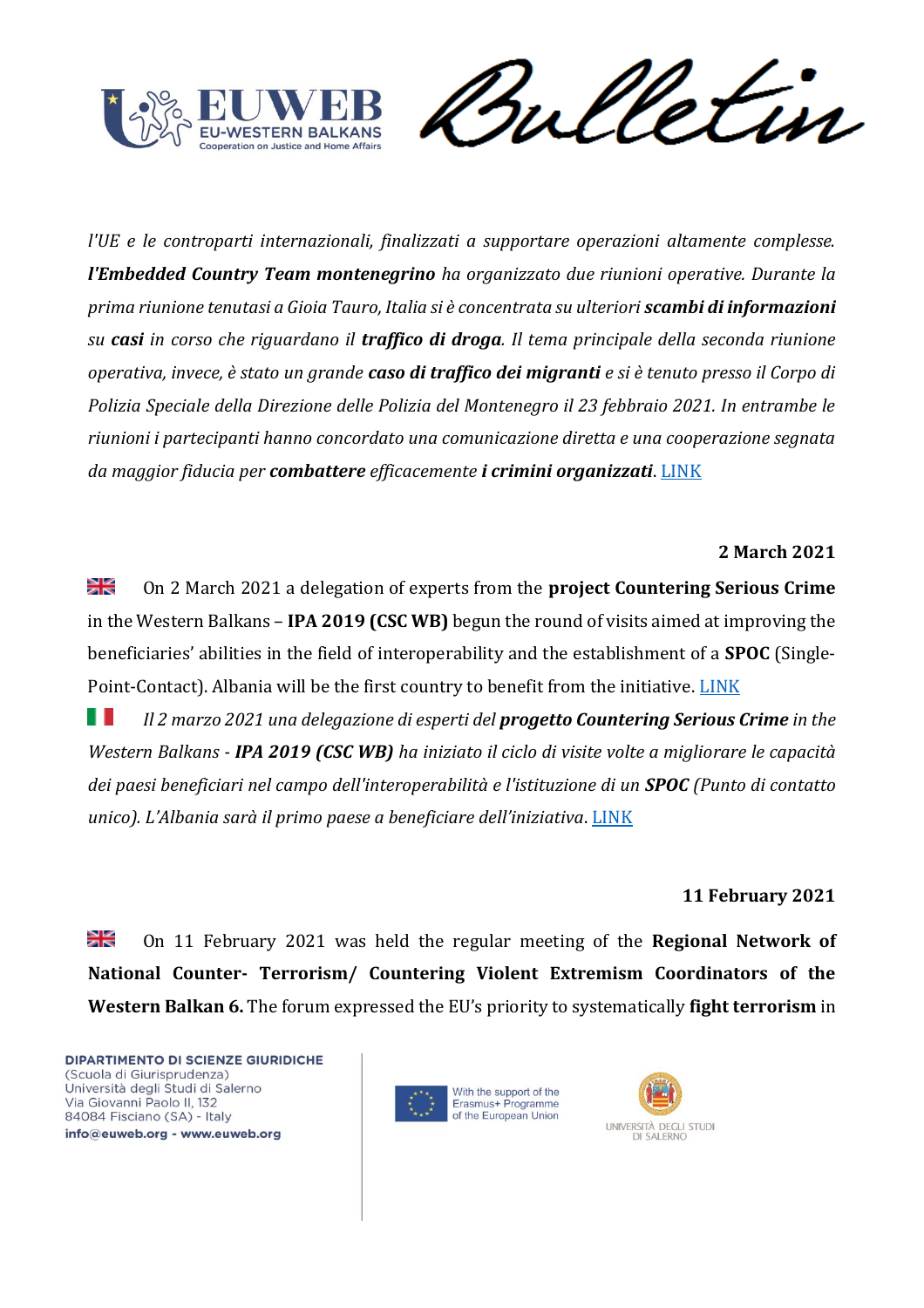*l'UE e le controparti internazionali, finalizzati a supportare operazioni altamente complesse.* ***l'Embedded Country Team montenegrino*** *ha organizzato due riunioni operative. Durante la prima riunione tenutasi a Gioia Tauro, Italia si è concentrata su ulteriori* ***scambi di informazioni*** *su* ***casi*** *in corso che riguardano il* ***traffico di droga****. Il tema principale della seconda riunione operativa, invece, è stato un grande* ***caso di traffico dei migranti*** *e si è tenuto presso il Corpo di Polizia Speciale della Direzione delle Polizia del Montenegro il 23 febbraio 2021. In entrambe le riunioni i partecipanti hanno concordato una comunicazione diretta e una cooperazione segnata da maggior fiducia per* ***combattere*** *efficacemente* ***i crimini organizzati****.* LINK

**2 March 2021**

On 2 March 2021 a delegation of experts from the **project Countering Serious Crime** in the Western Balkans – **IPA 2019 (CSC WB)** begun the round of visits aimed at improving the beneficiaries' abilities in the field of interoperability and the establishment of a **SPOC** (Single-Point-Contact). Albania will be the first country to benefit from the initiative. LINK

*Il 2 marzo 2021 una delegazione di esperti del* ***progetto Countering Serious Crime*** *in the Western Balkans -* ***IPA 2019 (CSC WB)*** *ha iniziato il ciclo di visite volte a migliorare le capacità dei paesi beneficiari nel campo dell'interoperabilità e l'istituzione di un* ***SPOC*** *(Punto di contatto unico). L'Albania sarà il primo paese a beneficiare dell'iniziativa.* LINK

**11 February 2021**

On 11 February 2021 was held the regular meeting of the **Regional Network of National Counter- Terrorism/ Countering Violent Extremism Coordinators of the Western Balkan 6.** The forum expressed the EU's priority to systematically **fight terrorism** in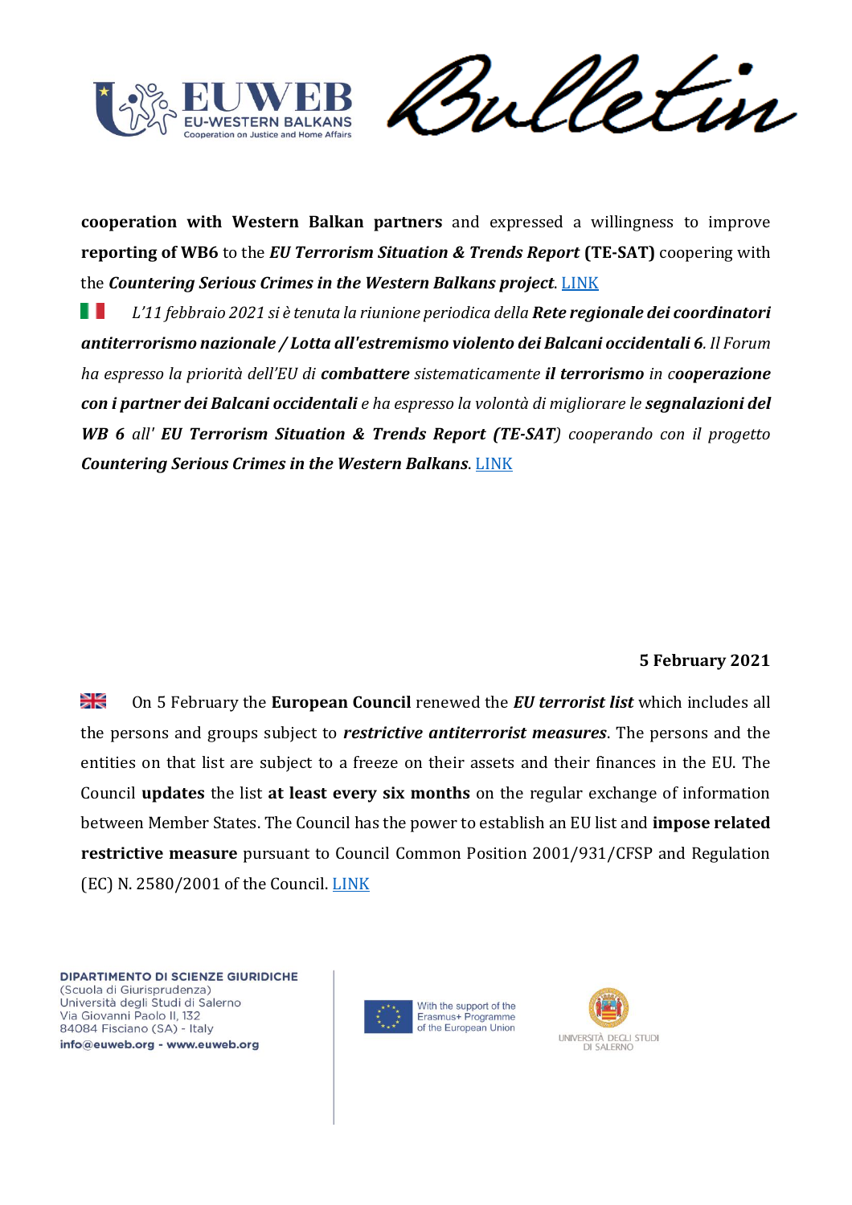**cooperation with Western Balkan partners** and expressed a willingness to improve **reporting of WB6** to the ***EU Terrorism Situation & Trends Report*** **(TE-SAT)** coopering with the ***Countering Serious Crimes in the Western Balkans project***. LINK

*L'11 febbraio 2021 si è tenuta la riunione periodica della* ***Rete regionale dei coordinatori antiterrorismo nazionale / Lotta all'estremismo violento dei Balcani occidentali 6****. Il Forum ha espresso la priorità dell'EU di* ***combattere*** *sistematicamente* ***il terrorismo*** *in c****ooperazione con i partner dei Balcani occidentali*** *e ha espresso la volontà di migliorare le* ***segnalazioni del WB 6*** *all'* ***EU Terrorism Situation & Trends Report (TE-SAT****) cooperando con il progetto* ***Countering Serious Crimes in the Western Balkans****.* LINK

**5 February 2021**

On 5 February the **European Council** renewed the ***EU terrorist list*** which includes all the persons and groups subject to ***restrictive antiterrorist measures***. The persons and the entities on that list are subject to a freeze on their assets and their finances in the EU. The Council **updates** the list **at least every six months** on the regular exchange of information between Member States. The Council has the power to establish an EU list and **impose related restrictive measure** pursuant to Council Common Position 2001/931/CFSP and Regulation (EC) N. 2580/2001 of the Council. LINK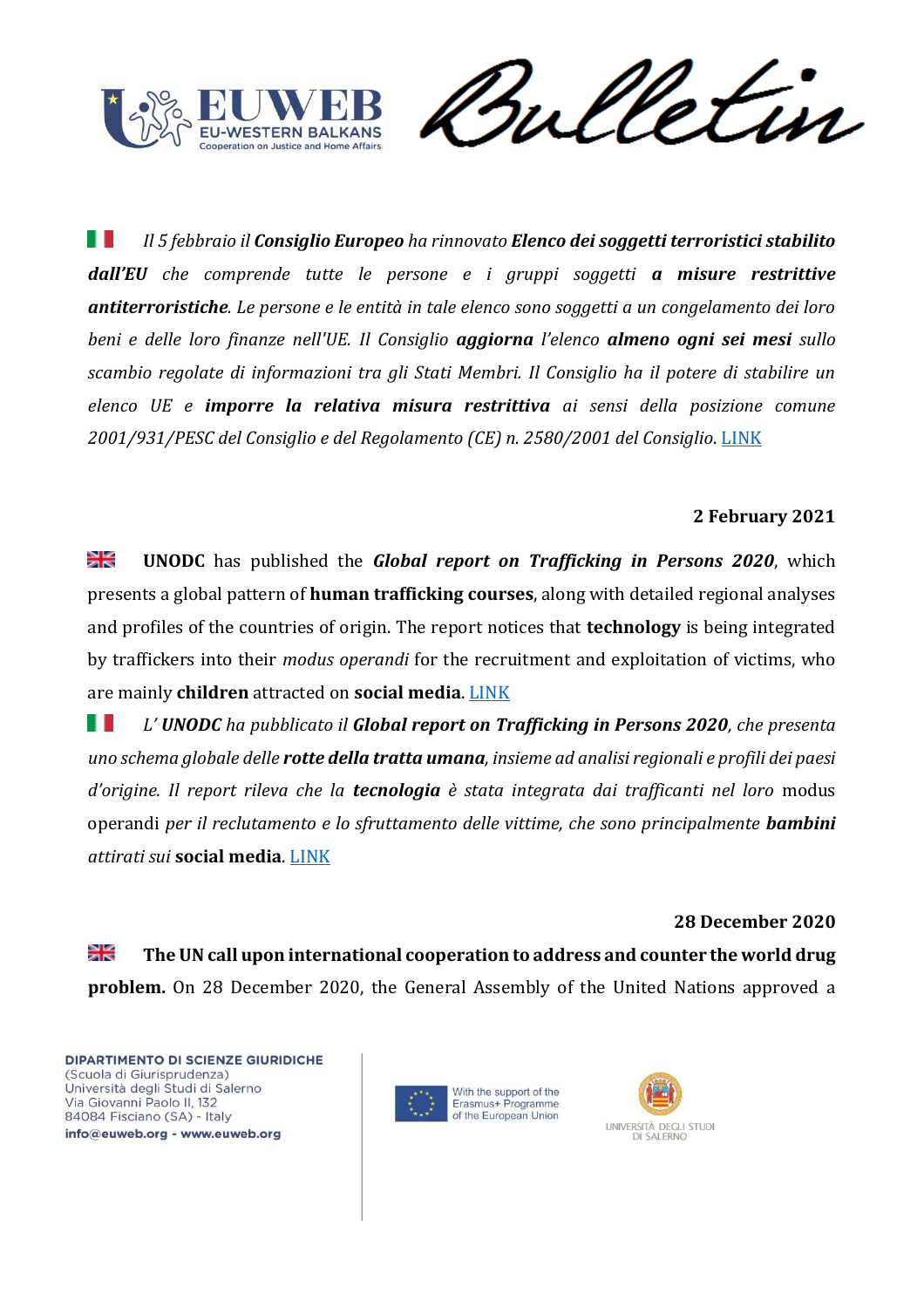🇮🇹 *Il 5 febbraio il **Consiglio Europeo** ha rinnovato **Elenco dei soggetti terroristici stabilito dall'EU** che comprende tutte le persone e i gruppi soggetti **a misure restrittive antiterroristiche**. Le persone e le entità in tale elenco sono soggetti a un congelamento dei loro beni e delle loro finanze nell'UE. Il Consiglio **aggiorna** l'elenco **almeno ogni sei mesi** sullo scambio regolate di informazioni tra gli Stati Membri. Il Consiglio ha il potere di stabilire un elenco UE e **imporre la relativa misura restrittiva** ai sensi della posizione comune 2001/931/PESC del Consiglio e del Regolamento (CE) n. 2580/2001 del Consiglio.* LINK

**2 February 2021**

🇬🇧 **UNODC** has published the ***Global report on Trafficking in Persons 2020***, which presents a global pattern of **human trafficking courses**, along with detailed regional analyses and profiles of the countries of origin. The report notices that **technology** is being integrated by traffickers into their *modus operandi* for the recruitment and exploitation of victims, who are mainly **children** attracted on **social media**. LINK

🇮🇹 *L' **UNODC** ha pubblicato il **Global report on Trafficking in Persons 2020**, che presenta uno schema globale delle **rotte della tratta umana**, insieme ad analisi regionali e profili dei paesi d'origine. Il report rileva che la **tecnologia** è stata integrata dai trafficanti nel loro* modus operandi *per il reclutamento e lo sfruttamento delle vittime, che sono principalmente **bambini** attirati sui* **social media**. LINK

**28 December 2020**

🇬🇧 **The UN call upon international cooperation to address and counter the world drug problem.** On 28 December 2020, the General Assembly of the United Nations approved a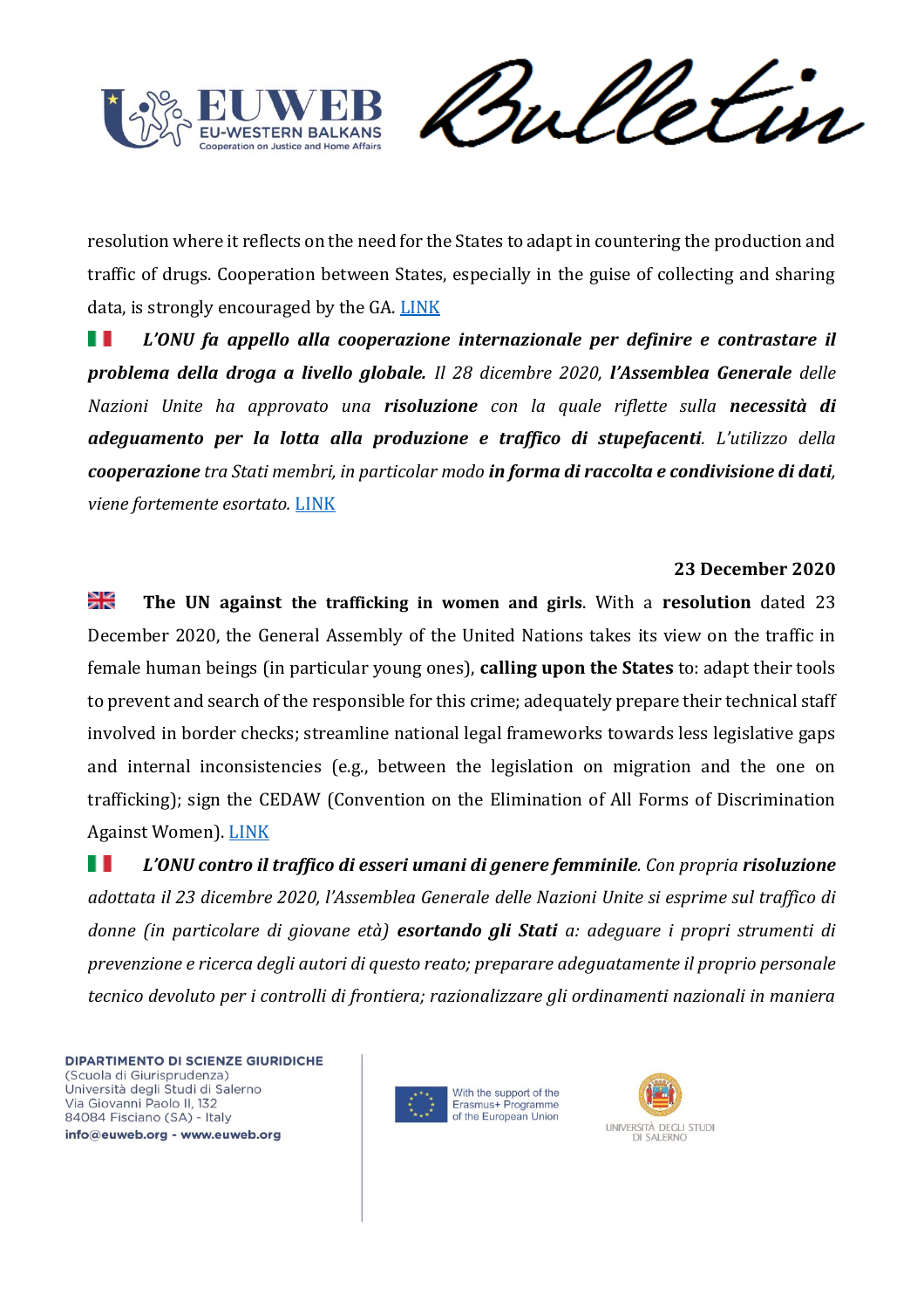resolution where it reflects on the need for the States to adapt in countering the production and traffic of drugs. Cooperation between States, especially in the guise of collecting and sharing data, is strongly encouraged by the GA. LINK

🇮🇹 ***L'ONU fa appello alla cooperazione internazionale per definire e contrastare il problema della droga a livello globale.*** *Il 28 dicembre 2020,* ***l'Assemblea Generale*** *delle Nazioni Unite ha approvato una* ***risoluzione*** *con la quale riflette sulla* ***necessità di adeguamento per la lotta alla produzione e traffico di stupefacenti****. L'utilizzo della* ***cooperazione*** *tra Stati membri, in particolar modo* ***in forma di raccolta e condivisione di dati****, viene fortemente esortato.* LINK

**23 December 2020**

🇬🇧 **The UN against the trafficking in women and girls**. With a **resolution** dated 23 December 2020, the General Assembly of the United Nations takes its view on the traffic in female human beings (in particular young ones), **calling upon the States** to: adapt their tools to prevent and search of the responsible for this crime; adequately prepare their technical staff involved in border checks; streamline national legal frameworks towards less legislative gaps and internal inconsistencies (e.g., between the legislation on migration and the one on trafficking); sign the CEDAW (Convention on the Elimination of All Forms of Discrimination Against Women). LINK

🇮🇹 ***L'ONU contro il traffico di esseri umani di genere femminile****. Con propria* ***risoluzione*** *adottata il 23 dicembre 2020, l'Assemblea Generale delle Nazioni Unite si esprime sul traffico di donne (in particolare di giovane età)* ***esortando gli Stati*** *a: adeguare i propri strumenti di prevenzione e ricerca degli autori di questo reato; preparare adeguatamente il proprio personale tecnico devoluto per i controlli di frontiera; razionalizzare gli ordinamenti nazionali in maniera*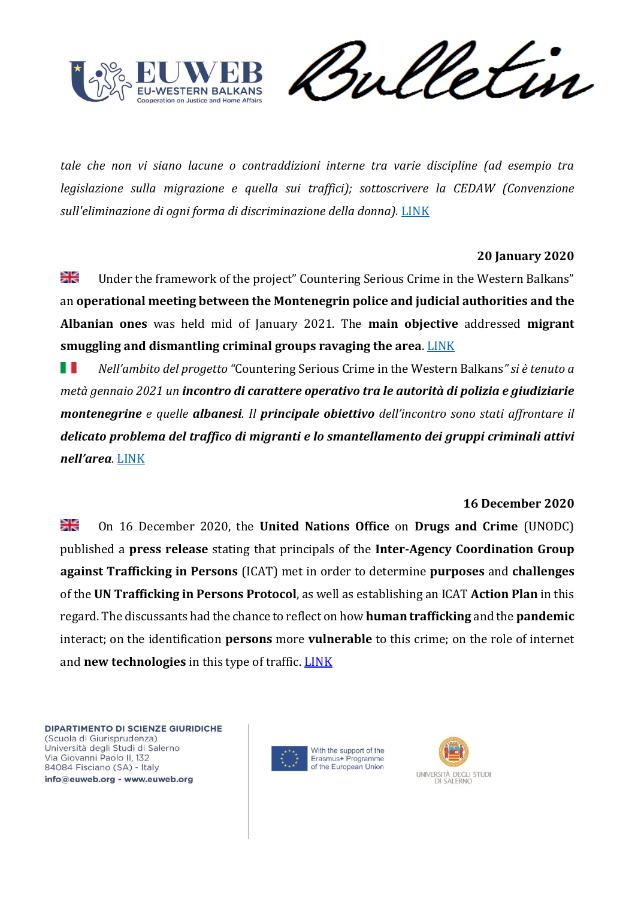*tale che non vi siano lacune o contraddizioni interne tra varie discipline (ad esempio tra legislazione sulla migrazione e quella sui traffici); sottoscrivere la CEDAW (Convenzione sull'eliminazione di ogni forma di discriminazione della donna).* LINK

**20 January 2020**

🇬🇧 Under the framework of the project" Countering Serious Crime in the Western Balkans" an **operational meeting between the Montenegrin police and judicial authorities and the Albanian ones** was held mid of January 2021. The **main objective** addressed **migrant smuggling and dismantling criminal groups ravaging the area**. LINK

🇮🇹 *Nell'ambito del progetto* "Countering Serious Crime in the Western Balkans" *si è tenuto a metà gennaio 2021 un* ***incontro di carattere operativo tra le autorità di polizia e giudiziarie montenegrine*** *e quelle* ***albanesi****. Il* ***principale obiettivo*** *dell'incontro sono stati affrontare il* ***delicato problema del traffico di migranti e lo smantellamento dei gruppi criminali attivi nell'area****.* LINK

**16 December 2020**

🇬🇧 On 16 December 2020, the **United Nations Office** on **Drugs and Crime** (UNODC) published a **press release** stating that principals of the **Inter-Agency Coordination Group against Trafficking in Persons** (ICAT) met in order to determine **purposes** and **challenges** of the **UN Trafficking in Persons Protocol**, as well as establishing an ICAT **Action Plan** in this regard. The discussants had the chance to reflect on how **human trafficking** and the **pandemic** interact; on the identification **persons** more **vulnerable** to this crime; on the role of internet and **new technologies** in this type of traffic. LINK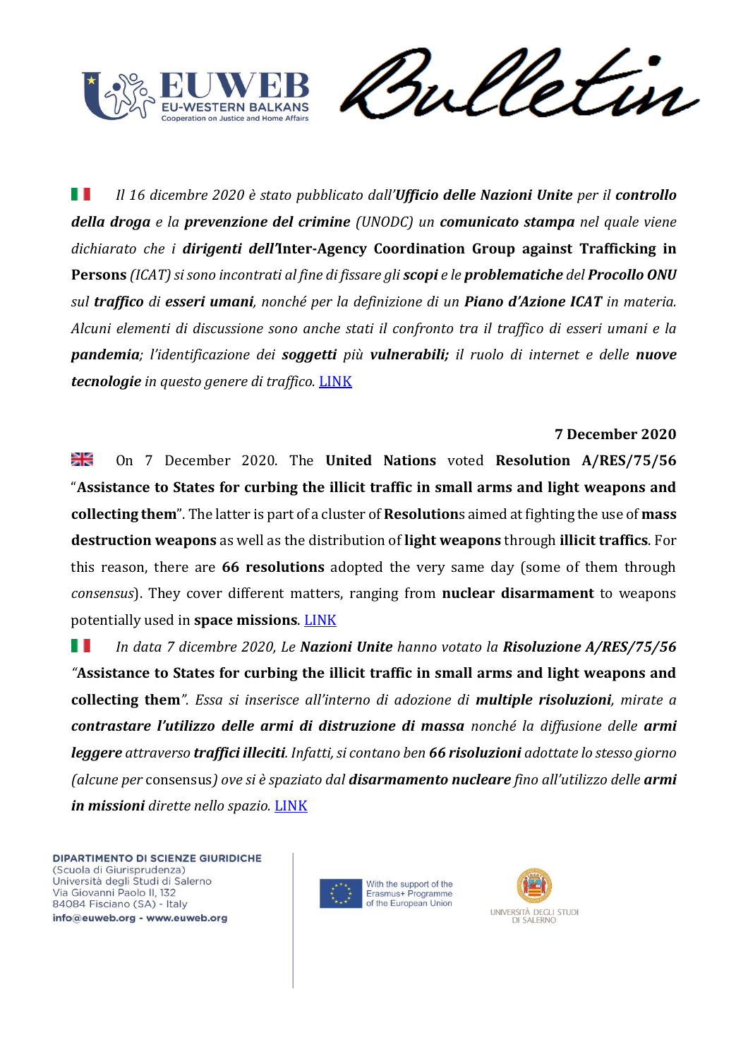🇮🇹 *Il 16 dicembre 2020 è stato pubblicato dall'**Ufficio delle Nazioni Unite** per il **controllo della droga** e la **prevenzione del crimine** (UNODC) un **comunicato stampa** nel quale viene dichiarato che i **dirigenti dell'*****Inter-Agency Coordination Group against Trafficking in Persons*** *(ICAT) si sono incontrati al fine di fissare gli **scopi** e le **problematiche** del* **Procollo ONU** *sul **traffico** di **esseri umani**, nonché per la definizione di un **Piano d'Azione ICAT** in materia. Alcuni elementi di discussione sono anche stati il confronto tra il traffico di esseri umani e la **pandemia**; l'identificazione dei **soggetti** più **vulnerabili;** il ruolo di internet e delle **nuove tecnologie** in questo genere di traffico.* [LINK]

**7 December 2020**

🇬🇧 On 7 December 2020. The **United Nations** voted **Resolution A/RES/75/56** "**Assistance to States for curbing the illicit traffic in small arms and light weapons and collecting them**". The latter is part of a cluster of **Resolution**s aimed at fighting the use of **mass destruction weapons** as well as the distribution of **light weapons** through **illicit traffics**. For this reason, there are **66 resolutions** adopted the very same day (some of them through *consensus*). They cover different matters, ranging from **nuclear disarmament** to weapons potentially used in **space missions**. [LINK]

🇮🇹 *In data 7 dicembre 2020, Le **Nazioni Unite** hanno votato la **Risoluzione A/RES/75/56** "***Assistance to States for curbing the illicit traffic in small arms and light weapons and collecting them***". Essa si inserisce all'interno di adozione di **multiple risoluzioni**, mirate a **contrastare l'utilizzo delle armi di distruzione di massa** nonché la diffusione delle **armi leggere** attraverso **traffici illeciti**. Infatti, si contano ben **66 risoluzioni** adottate lo stesso giorno (alcune per* consensus*) ove si è spaziato dal **disarmamento nucleare** fino all'utilizzo delle **armi in missioni** dirette nello spazio.* [LINK]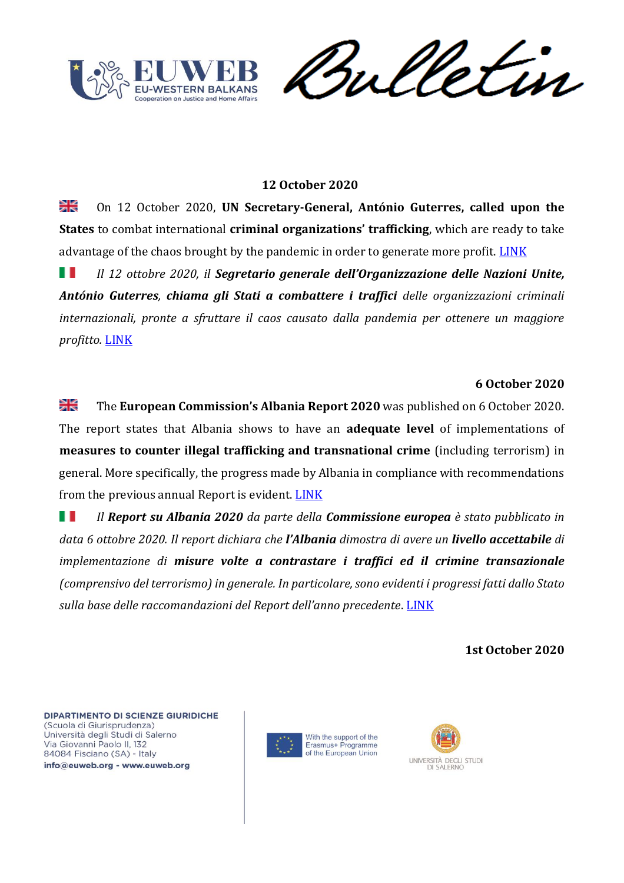**12 October 2020**

On 12 October 2020, **UN Secretary-General, António Guterres, called upon the States** to combat international **criminal organizations' trafficking**, which are ready to take advantage of the chaos brought by the pandemic in order to generate more profit. LINK

*Il 12 ottobre 2020, il* ***Segretario generale dell'Organizzazione delle Nazioni Unite, António Guterres**, **chiama gli Stati a combattere i traffici** delle organizzazioni criminali internazionali, pronte a sfruttare il caos causato dalla pandemia per ottenere un maggiore profitto.* LINK

**6 October 2020**

The **European Commission's Albania Report 2020** was published on 6 October 2020. The report states that Albania shows to have an **adequate level** of implementations of **measures to counter illegal trafficking and transnational crime** (including terrorism) in general. More specifically, the progress made by Albania in compliance with recommendations from the previous annual Report is evident. LINK

*Il* ***Report su Albania 2020*** *da parte della* ***Commissione europea*** *è stato pubblicato in data 6 ottobre 2020. Il report dichiara che* ***l'Albania*** *dimostra di avere un* ***livello accettabile*** *di implementazione di* ***misure volte a contrastare i traffici ed il crimine transazionale*** *(comprensivo del terrorismo) in generale. In particolare, sono evidenti i progressi fatti dallo Stato sulla base delle raccomandazioni del Report dell'anno precedente*. LINK

**1st October 2020**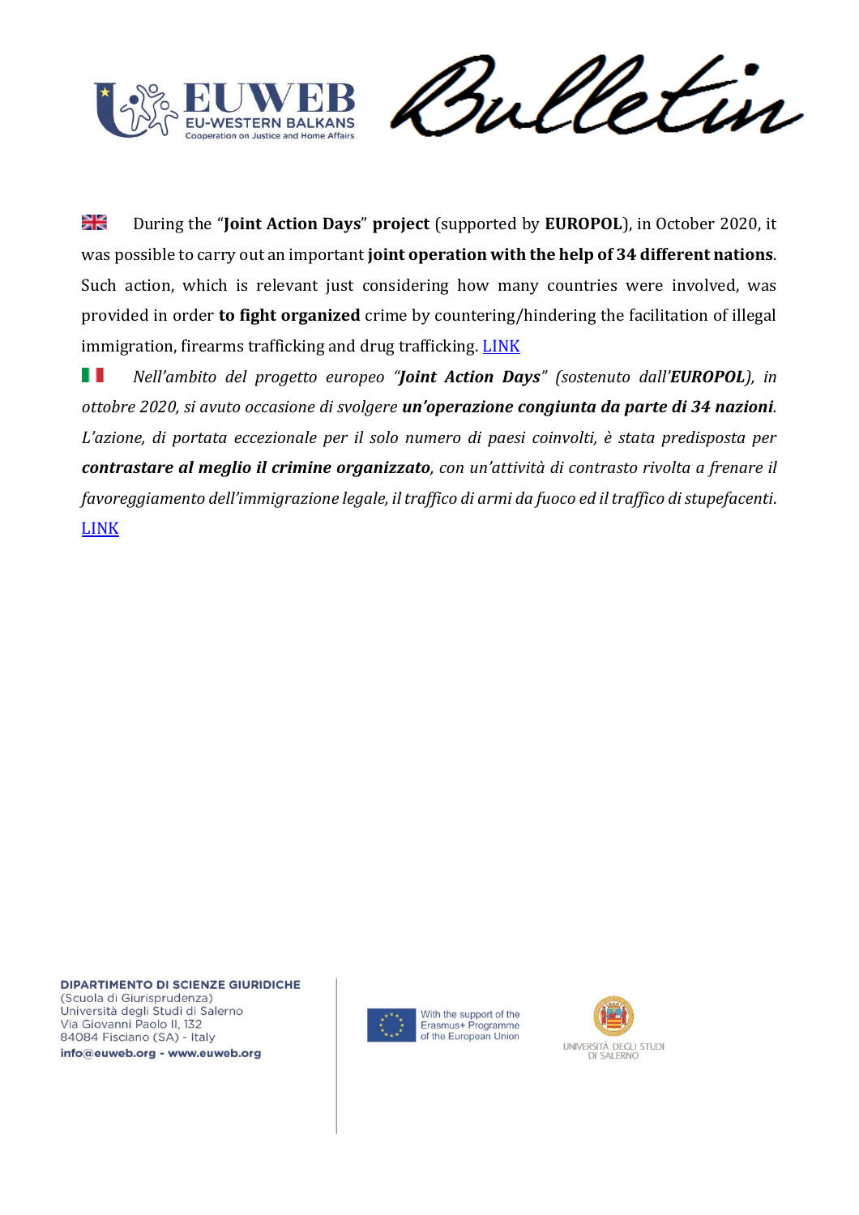During the "**Joint Action Days**" **project** (supported by **EUROPOL**), in October 2020, it was possible to carry out an important **joint operation with the help of 34 different nations**. Such action, which is relevant just considering how many countries were involved, was provided in order **to fight organized** crime by countering/hindering the facilitation of illegal immigration, firearms trafficking and drug trafficking. LINK

*Nell'ambito del progetto europeo "**Joint Action Days**" (sostenuto dall'**EUROPOL**), in ottobre 2020, si avuto occasione di svolgere **un'operazione congiunta da parte di 34 nazioni**. L'azione, di portata eccezionale per il solo numero di paesi coinvolti, è stata predisposta per **contrastare al meglio il crimine organizzato**, con un'attività di contrasto rivolta a frenare il favoreggiamento dell'immigrazione legale, il traffico di armi da fuoco ed il traffico di stupefacenti*. LINK